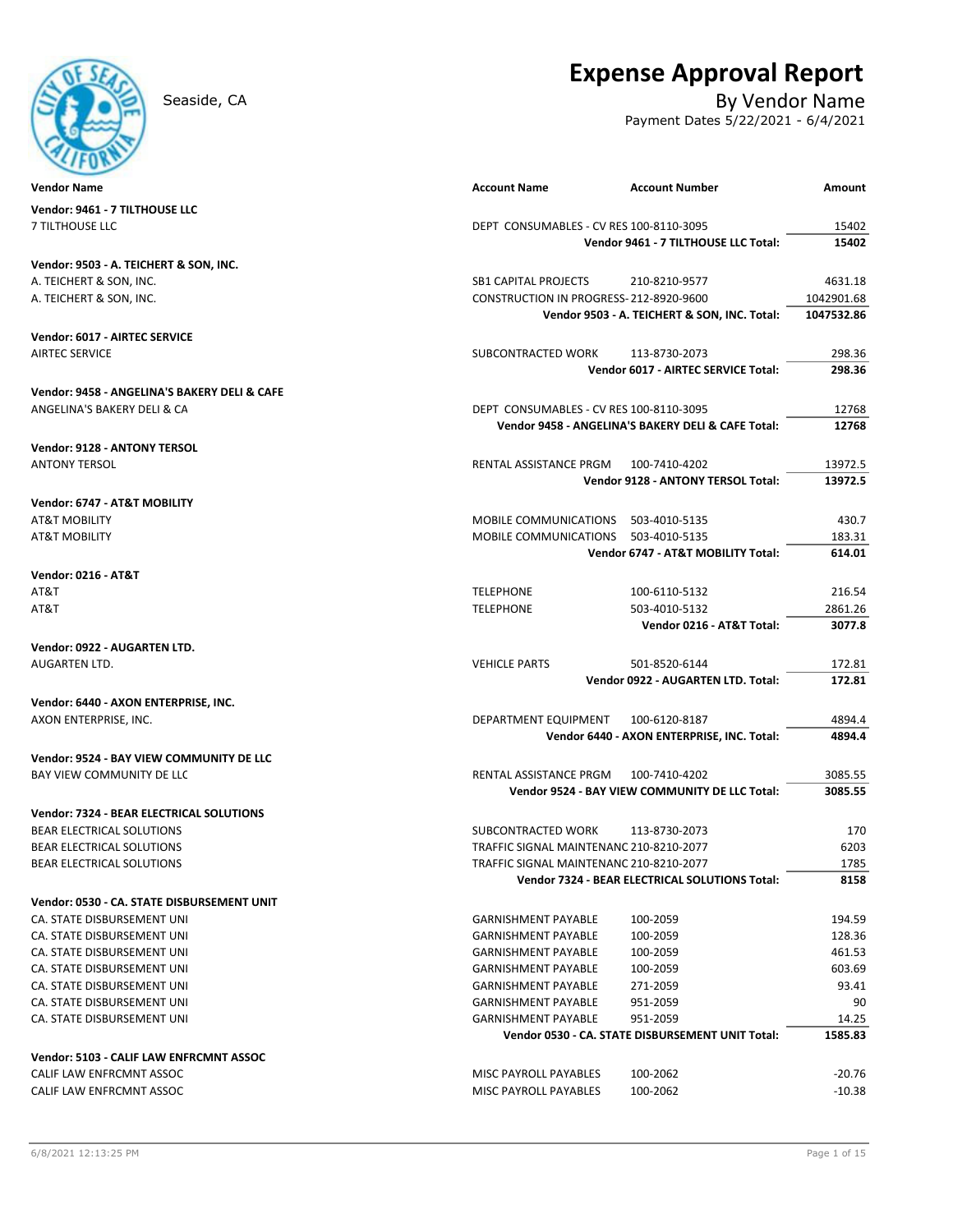# Expense Approval Report

Seaside, CA

## By Vendor Name

Payment Dates 5/22/2021 - 6/4/2021

| Vendor Name | Account Name | Account Number | Amount |
|---|---|---|---|
| **Vendor: 9461 - 7 TILTHOUSE LLC** | | | |
| 7 TILTHOUSE LLC | DEPT CONSUMABLES - CV RES | 100-8110-3095 | 15402 |
| | | **Vendor 9461 - 7 TILTHOUSE LLC Total:** | **15402** |
| **Vendor: 9503 - A. TEICHERT & SON, INC.** | | | |
| A. TEICHERT & SON, INC. | SB1 CAPITAL PROJECTS | 210-8210-9577 | 4631.18 |
| A. TEICHERT & SON, INC. | CONSTRUCTION IN PROGRESS- | 212-8920-9600 | 1042901.68 |
| | | **Vendor 9503 - A. TEICHERT & SON, INC. Total:** | **1047532.86** |
| **Vendor: 6017 - AIRTEC SERVICE** | | | |
| AIRTEC SERVICE | SUBCONTRACTED WORK | 113-8730-2073 | 298.36 |
| | | **Vendor 6017 - AIRTEC SERVICE Total:** | **298.36** |
| **Vendor: 9458 - ANGELINA'S BAKERY DELI & CAFE** | | | |
| ANGELINA'S BAKERY DELI & CA | DEPT CONSUMABLES - CV RES | 100-8110-3095 | 12768 |
| | | **Vendor 9458 - ANGELINA'S BAKERY DELI & CAFE Total:** | **12768** |
| **Vendor: 9128 - ANTONY TERSOL** | | | |
| ANTONY TERSOL | RENTAL ASSISTANCE PRGM | 100-7410-4202 | 13972.5 |
| | | **Vendor 9128 - ANTONY TERSOL Total:** | **13972.5** |
| **Vendor: 6747 - AT&T MOBILITY** | | | |
| AT&T MOBILITY | MOBILE COMMUNICATIONS | 503-4010-5135 | 430.7 |
| AT&T MOBILITY | MOBILE COMMUNICATIONS | 503-4010-5135 | 183.31 |
| | | **Vendor 6747 - AT&T MOBILITY Total:** | **614.01** |
| **Vendor: 0216 - AT&T** | | | |
| AT&T | TELEPHONE | 100-6110-5132 | 216.54 |
| AT&T | TELEPHONE | 503-4010-5132 | 2861.26 |
| | | **Vendor 0216 - AT&T Total:** | **3077.8** |
| **Vendor: 0922 - AUGARTEN LTD.** | | | |
| AUGARTEN LTD. | VEHICLE PARTS | 501-8520-6144 | 172.81 |
| | | **Vendor 0922 - AUGARTEN LTD. Total:** | **172.81** |
| **Vendor: 6440 - AXON ENTERPRISE, INC.** | | | |
| AXON ENTERPRISE, INC. | DEPARTMENT EQUIPMENT | 100-6120-8187 | 4894.4 |
| | | **Vendor 6440 - AXON ENTERPRISE, INC. Total:** | **4894.4** |
| **Vendor: 9524 - BAY VIEW COMMUNITY DE LLC** | | | |
| BAY VIEW COMMUNITY DE LLC | RENTAL ASSISTANCE PRGM | 100-7410-4202 | 3085.55 |
| | | **Vendor 9524 - BAY VIEW COMMUNITY DE LLC Total:** | **3085.55** |
| **Vendor: 7324 - BEAR ELECTRICAL SOLUTIONS** | | | |
| BEAR ELECTRICAL SOLUTIONS | SUBCONTRACTED WORK | 113-8730-2073 | 170 |
| BEAR ELECTRICAL SOLUTIONS | TRAFFIC SIGNAL MAINTENANC | 210-8210-2077 | 6203 |
| BEAR ELECTRICAL SOLUTIONS | TRAFFIC SIGNAL MAINTENANC | 210-8210-2077 | 1785 |
| | | **Vendor 7324 - BEAR ELECTRICAL SOLUTIONS Total:** | **8158** |
| **Vendor: 0530 - CA. STATE DISBURSEMENT UNIT** | | | |
| CA. STATE DISBURSEMENT UNI | GARNISHMENT PAYABLE | 100-2059 | 194.59 |
| CA. STATE DISBURSEMENT UNI | GARNISHMENT PAYABLE | 100-2059 | 128.36 |
| CA. STATE DISBURSEMENT UNI | GARNISHMENT PAYABLE | 100-2059 | 461.53 |
| CA. STATE DISBURSEMENT UNI | GARNISHMENT PAYABLE | 100-2059 | 603.69 |
| CA. STATE DISBURSEMENT UNI | GARNISHMENT PAYABLE | 271-2059 | 93.41 |
| CA. STATE DISBURSEMENT UNI | GARNISHMENT PAYABLE | 951-2059 | 90 |
| CA. STATE DISBURSEMENT UNI | GARNISHMENT PAYABLE | 951-2059 | 14.25 |
| | | **Vendor 0530 - CA. STATE DISBURSEMENT UNIT Total:** | **1585.83** |
| **Vendor: 5103 - CALIF LAW ENFRCMNT ASSOC** | | | |
| CALIF LAW ENFRCMNT ASSOC | MISC PAYROLL PAYABLES | 100-2062 | -20.76 |
| CALIF LAW ENFRCMNT ASSOC | MISC PAYROLL PAYABLES | 100-2062 | -10.38 |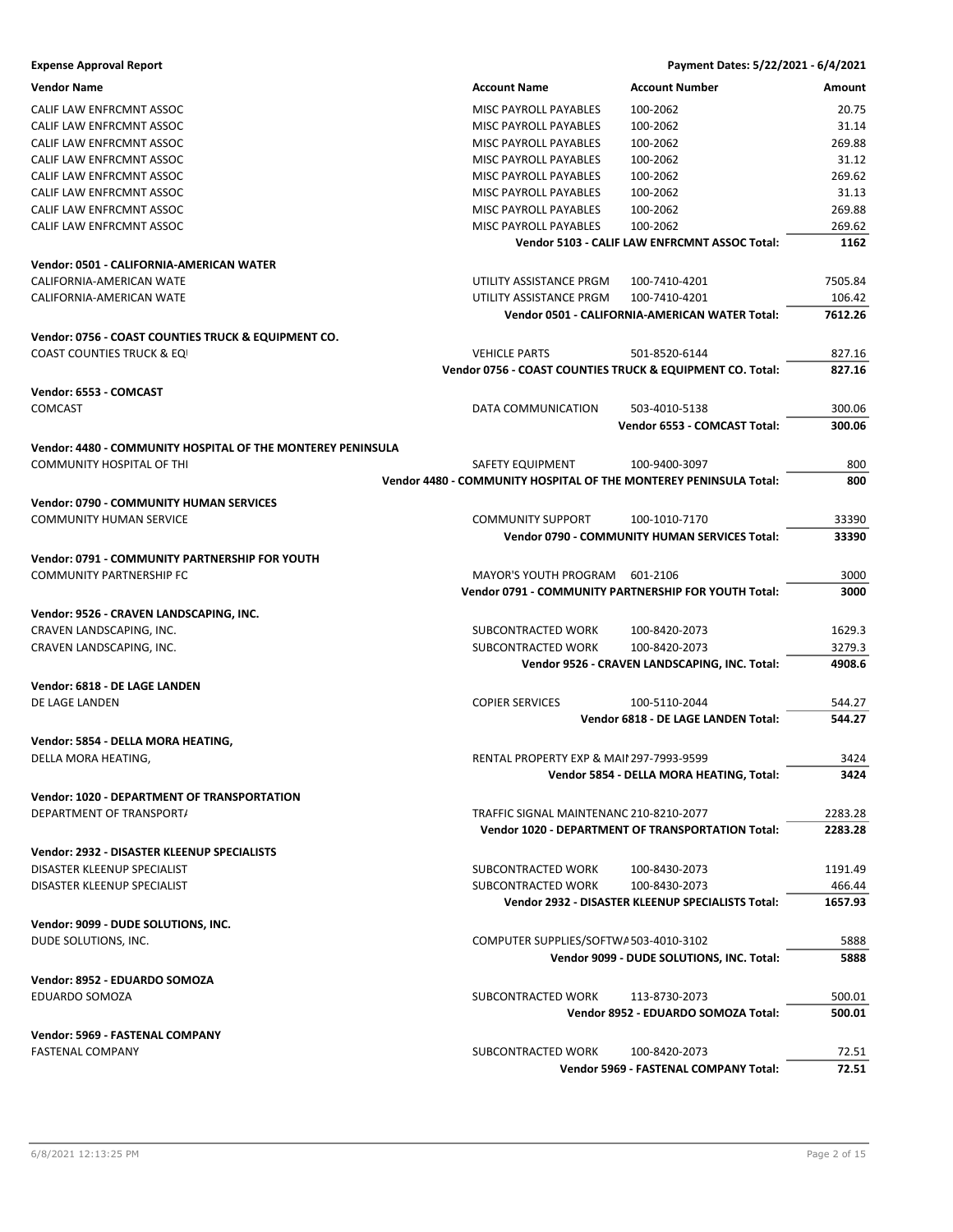**Expense Approval Report** — Payment Dates: 5/22/2021 - 6/4/2021

| Vendor Name | Account Name | Account Number | Amount |
|---|---|---|---|
| CALIF LAW ENFRCMNT ASSOC | MISC PAYROLL PAYABLES | 100-2062 | 20.75 |
| CALIF LAW ENFRCMNT ASSOC | MISC PAYROLL PAYABLES | 100-2062 | 31.14 |
| CALIF LAW ENFRCMNT ASSOC | MISC PAYROLL PAYABLES | 100-2062 | 269.88 |
| CALIF LAW ENFRCMNT ASSOC | MISC PAYROLL PAYABLES | 100-2062 | 31.12 |
| CALIF LAW ENFRCMNT ASSOC | MISC PAYROLL PAYABLES | 100-2062 | 269.62 |
| CALIF LAW ENFRCMNT ASSOC | MISC PAYROLL PAYABLES | 100-2062 | 31.13 |
| CALIF LAW ENFRCMNT ASSOC | MISC PAYROLL PAYABLES | 100-2062 | 269.88 |
| CALIF LAW ENFRCMNT ASSOC | MISC PAYROLL PAYABLES | 100-2062 | 269.62 |
| | | **Vendor 5103 - CALIF LAW ENFRCMNT ASSOC Total:** | **1162** |
| **Vendor: 0501 - CALIFORNIA-AMERICAN WATER** | | | |
| CALIFORNIA-AMERICAN WATE | UTILITY ASSISTANCE PRGM | 100-7410-4201 | 7505.84 |
| CALIFORNIA-AMERICAN WATE | UTILITY ASSISTANCE PRGM | 100-7410-4201 | 106.42 |
| | | **Vendor 0501 - CALIFORNIA-AMERICAN WATER Total:** | **7612.26** |
| **Vendor: 0756 - COAST COUNTIES TRUCK & EQUIPMENT CO.** | | | |
| COAST COUNTIES TRUCK & EQ | VEHICLE PARTS | 501-8520-6144 | 827.16 |
| | | **Vendor 0756 - COAST COUNTIES TRUCK & EQUIPMENT CO. Total:** | **827.16** |
| **Vendor: 6553 - COMCAST** | | | |
| COMCAST | DATA COMMUNICATION | 503-4010-5138 | 300.06 |
| | | **Vendor 6553 - COMCAST Total:** | **300.06** |
| **Vendor: 4480 - COMMUNITY HOSPITAL OF THE MONTEREY PENINSULA** | | | |
| COMMUNITY HOSPITAL OF THI | SAFETY EQUIPMENT | 100-9400-3097 | 800 |
| | | **Vendor 4480 - COMMUNITY HOSPITAL OF THE MONTEREY PENINSULA Total:** | **800** |
| **Vendor: 0790 - COMMUNITY HUMAN SERVICES** | | | |
| COMMUNITY HUMAN SERVICE | COMMUNITY SUPPORT | 100-1010-7170 | 33390 |
| | | **Vendor 0790 - COMMUNITY HUMAN SERVICES Total:** | **33390** |
| **Vendor: 0791 - COMMUNITY PARTNERSHIP FOR YOUTH** | | | |
| COMMUNITY PARTNERSHIP FC | MAYOR'S YOUTH PROGRAM | 601-2106 | 3000 |
| | | **Vendor 0791 - COMMUNITY PARTNERSHIP FOR YOUTH Total:** | **3000** |
| **Vendor: 9526 - CRAVEN LANDSCAPING, INC.** | | | |
| CRAVEN LANDSCAPING, INC. | SUBCONTRACTED WORK | 100-8420-2073 | 1629.3 |
| CRAVEN LANDSCAPING, INC. | SUBCONTRACTED WORK | 100-8420-2073 | 3279.3 |
| | | **Vendor 9526 - CRAVEN LANDSCAPING, INC. Total:** | **4908.6** |
| **Vendor: 6818 - DE LAGE LANDEN** | | | |
| DE LAGE LANDEN | COPIER SERVICES | 100-5110-2044 | 544.27 |
| | | **Vendor 6818 - DE LAGE LANDEN Total:** | **544.27** |
| **Vendor: 5854 - DELLA MORA HEATING,** | | | |
| DELLA MORA HEATING, | RENTAL PROPERTY EXP & MAII | 297-7993-9599 | 3424 |
| | | **Vendor 5854 - DELLA MORA HEATING, Total:** | **3424** |
| **Vendor: 1020 - DEPARTMENT OF TRANSPORTATION** | | | |
| DEPARTMENT OF TRANSPORT/ | TRAFFIC SIGNAL MAINTENANC | 210-8210-2077 | 2283.28 |
| | | **Vendor 1020 - DEPARTMENT OF TRANSPORTATION Total:** | **2283.28** |
| **Vendor: 2932 - DISASTER KLEENUP SPECIALISTS** | | | |
| DISASTER KLEENUP SPECIALIST | SUBCONTRACTED WORK | 100-8430-2073 | 1191.49 |
| DISASTER KLEENUP SPECIALIST | SUBCONTRACTED WORK | 100-8430-2073 | 466.44 |
| | | **Vendor 2932 - DISASTER KLEENUP SPECIALISTS Total:** | **1657.93** |
| **Vendor: 9099 - DUDE SOLUTIONS, INC.** | | | |
| DUDE SOLUTIONS, INC. | COMPUTER SUPPLIES/SOFTWA | 503-4010-3102 | 5888 |
| | | **Vendor 9099 - DUDE SOLUTIONS, INC. Total:** | **5888** |
| **Vendor: 8952 - EDUARDO SOMOZA** | | | |
| EDUARDO SOMOZA | SUBCONTRACTED WORK | 113-8730-2073 | 500.01 |
| | | **Vendor 8952 - EDUARDO SOMOZA Total:** | **500.01** |
| **Vendor: 5969 - FASTENAL COMPANY** | | | |
| FASTENAL COMPANY | SUBCONTRACTED WORK | 100-8420-2073 | 72.51 |
| | | **Vendor 5969 - FASTENAL COMPANY Total:** | **72.51** |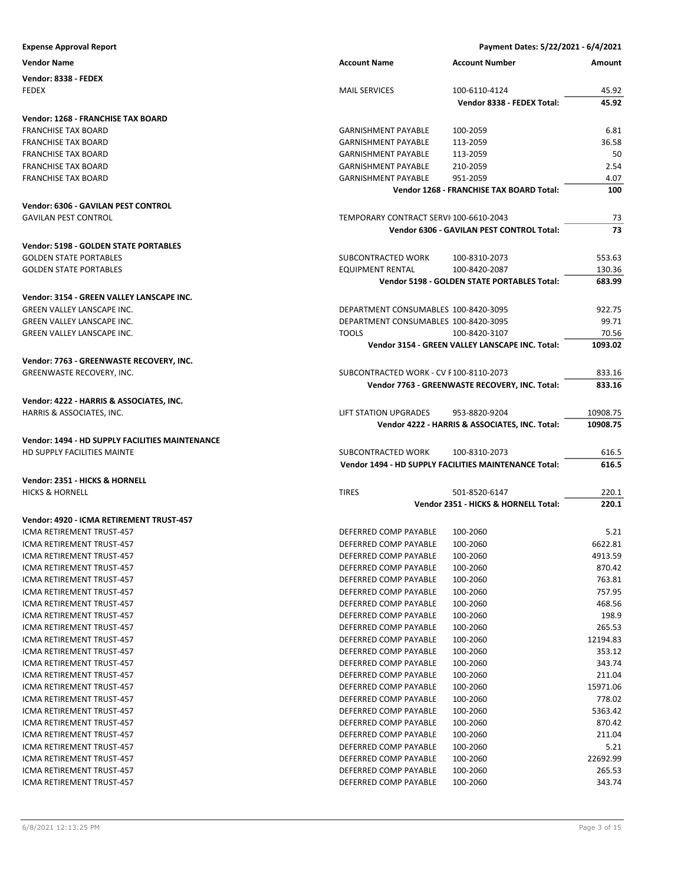**Expense Approval Report** — Payment Dates: 5/22/2021 - 6/4/2021

| Vendor Name | Account Name | Account Number | Amount |
|---|---|---|---|
| **Vendor: 8338 - FEDEX** | | | |
| FEDEX | MAIL SERVICES | 100-6110-4124 | 45.92 |
| | | **Vendor 8338 - FEDEX Total:** | **45.92** |
| **Vendor: 1268 - FRANCHISE TAX BOARD** | | | |
| FRANCHISE TAX BOARD | GARNISHMENT PAYABLE | 100-2059 | 6.81 |
| FRANCHISE TAX BOARD | GARNISHMENT PAYABLE | 113-2059 | 36.58 |
| FRANCHISE TAX BOARD | GARNISHMENT PAYABLE | 113-2059 | 50 |
| FRANCHISE TAX BOARD | GARNISHMENT PAYABLE | 210-2059 | 2.54 |
| FRANCHISE TAX BOARD | GARNISHMENT PAYABLE | 951-2059 | 4.07 |
| | | **Vendor 1268 - FRANCHISE TAX BOARD Total:** | **100** |
| **Vendor: 6306 - GAVILAN PEST CONTROL** | | | |
| GAVILAN PEST CONTROL | TEMPORARY CONTRACT SERVI | 100-6610-2043 | 73 |
| | | **Vendor 6306 - GAVILAN PEST CONTROL Total:** | **73** |
| **Vendor: 5198 - GOLDEN STATE PORTABLES** | | | |
| GOLDEN STATE PORTABLES | SUBCONTRACTED WORK | 100-8310-2073 | 553.63 |
| GOLDEN STATE PORTABLES | EQUIPMENT RENTAL | 100-8420-2087 | 130.36 |
| | | **Vendor 5198 - GOLDEN STATE PORTABLES Total:** | **683.99** |
| **Vendor: 3154 - GREEN VALLEY LANSCAPE INC.** | | | |
| GREEN VALLEY LANSCAPE INC. | DEPARTMENT CONSUMABLES | 100-8420-3095 | 922.75 |
| GREEN VALLEY LANSCAPE INC. | DEPARTMENT CONSUMABLES | 100-8420-3095 | 99.71 |
| GREEN VALLEY LANSCAPE INC. | TOOLS | 100-8420-3107 | 70.56 |
| | | **Vendor 3154 - GREEN VALLEY LANSCAPE INC. Total:** | **1093.02** |
| **Vendor: 7763 - GREENWASTE RECOVERY, INC.** | | | |
| GREENWASTE RECOVERY, INC. | SUBCONTRACTED WORK - CV F | 100-8110-2073 | 833.16 |
| | | **Vendor 7763 - GREENWASTE RECOVERY, INC. Total:** | **833.16** |
| **Vendor: 4222 - HARRIS & ASSOCIATES, INC.** | | | |
| HARRIS & ASSOCIATES, INC. | LIFT STATION UPGRADES | 953-8820-9204 | 10908.75 |
| | | **Vendor 4222 - HARRIS & ASSOCIATES, INC. Total:** | **10908.75** |
| **Vendor: 1494 - HD SUPPLY FACILITIES MAINTENANCE** | | | |
| HD SUPPLY FACILITIES MAINTE | SUBCONTRACTED WORK | 100-8310-2073 | 616.5 |
| | | **Vendor 1494 - HD SUPPLY FACILITIES MAINTENANCE Total:** | **616.5** |
| **Vendor: 2351 - HICKS & HORNELL** | | | |
| HICKS & HORNELL | TIRES | 501-8520-6147 | 220.1 |
| | | **Vendor 2351 - HICKS & HORNELL Total:** | **220.1** |
| **Vendor: 4920 - ICMA RETIREMENT TRUST-457** | | | |
| ICMA RETIREMENT TRUST-457 | DEFERRED COMP PAYABLE | 100-2060 | 5.21 |
| ICMA RETIREMENT TRUST-457 | DEFERRED COMP PAYABLE | 100-2060 | 6622.81 |
| ICMA RETIREMENT TRUST-457 | DEFERRED COMP PAYABLE | 100-2060 | 4913.59 |
| ICMA RETIREMENT TRUST-457 | DEFERRED COMP PAYABLE | 100-2060 | 870.42 |
| ICMA RETIREMENT TRUST-457 | DEFERRED COMP PAYABLE | 100-2060 | 763.81 |
| ICMA RETIREMENT TRUST-457 | DEFERRED COMP PAYABLE | 100-2060 | 757.95 |
| ICMA RETIREMENT TRUST-457 | DEFERRED COMP PAYABLE | 100-2060 | 468.56 |
| ICMA RETIREMENT TRUST-457 | DEFERRED COMP PAYABLE | 100-2060 | 198.9 |
| ICMA RETIREMENT TRUST-457 | DEFERRED COMP PAYABLE | 100-2060 | 265.53 |
| ICMA RETIREMENT TRUST-457 | DEFERRED COMP PAYABLE | 100-2060 | 12194.83 |
| ICMA RETIREMENT TRUST-457 | DEFERRED COMP PAYABLE | 100-2060 | 353.12 |
| ICMA RETIREMENT TRUST-457 | DEFERRED COMP PAYABLE | 100-2060 | 343.74 |
| ICMA RETIREMENT TRUST-457 | DEFERRED COMP PAYABLE | 100-2060 | 211.04 |
| ICMA RETIREMENT TRUST-457 | DEFERRED COMP PAYABLE | 100-2060 | 15971.06 |
| ICMA RETIREMENT TRUST-457 | DEFERRED COMP PAYABLE | 100-2060 | 778.02 |
| ICMA RETIREMENT TRUST-457 | DEFERRED COMP PAYABLE | 100-2060 | 5363.42 |
| ICMA RETIREMENT TRUST-457 | DEFERRED COMP PAYABLE | 100-2060 | 870.42 |
| ICMA RETIREMENT TRUST-457 | DEFERRED COMP PAYABLE | 100-2060 | 211.04 |
| ICMA RETIREMENT TRUST-457 | DEFERRED COMP PAYABLE | 100-2060 | 5.21 |
| ICMA RETIREMENT TRUST-457 | DEFERRED COMP PAYABLE | 100-2060 | 22692.99 |
| ICMA RETIREMENT TRUST-457 | DEFERRED COMP PAYABLE | 100-2060 | 265.53 |
| ICMA RETIREMENT TRUST-457 | DEFERRED COMP PAYABLE | 100-2060 | 343.74 |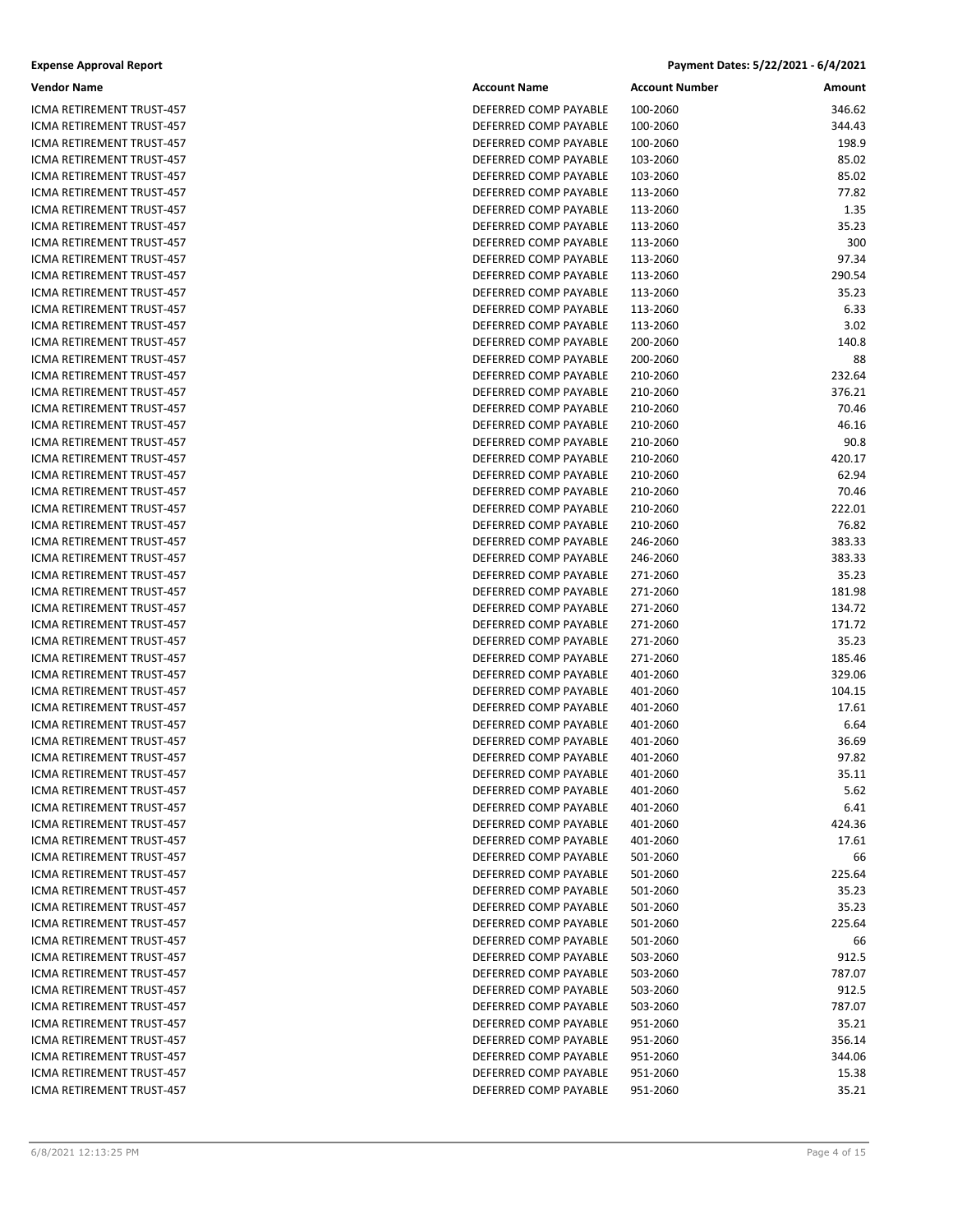**Expense Approval Report**

**Payment Dates: 5/22/2021 - 6/4/2021**

| Vendor Name | Account Name | Account Number | Amount |
|---|---|---|---|
| ICMA RETIREMENT TRUST-457 | DEFERRED COMP PAYABLE | 100-2060 | 346.62 |
| ICMA RETIREMENT TRUST-457 | DEFERRED COMP PAYABLE | 100-2060 | 344.43 |
| ICMA RETIREMENT TRUST-457 | DEFERRED COMP PAYABLE | 100-2060 | 198.9 |
| ICMA RETIREMENT TRUST-457 | DEFERRED COMP PAYABLE | 103-2060 | 85.02 |
| ICMA RETIREMENT TRUST-457 | DEFERRED COMP PAYABLE | 103-2060 | 85.02 |
| ICMA RETIREMENT TRUST-457 | DEFERRED COMP PAYABLE | 113-2060 | 77.82 |
| ICMA RETIREMENT TRUST-457 | DEFERRED COMP PAYABLE | 113-2060 | 1.35 |
| ICMA RETIREMENT TRUST-457 | DEFERRED COMP PAYABLE | 113-2060 | 35.23 |
| ICMA RETIREMENT TRUST-457 | DEFERRED COMP PAYABLE | 113-2060 | 300 |
| ICMA RETIREMENT TRUST-457 | DEFERRED COMP PAYABLE | 113-2060 | 97.34 |
| ICMA RETIREMENT TRUST-457 | DEFERRED COMP PAYABLE | 113-2060 | 290.54 |
| ICMA RETIREMENT TRUST-457 | DEFERRED COMP PAYABLE | 113-2060 | 35.23 |
| ICMA RETIREMENT TRUST-457 | DEFERRED COMP PAYABLE | 113-2060 | 6.33 |
| ICMA RETIREMENT TRUST-457 | DEFERRED COMP PAYABLE | 113-2060 | 3.02 |
| ICMA RETIREMENT TRUST-457 | DEFERRED COMP PAYABLE | 200-2060 | 140.8 |
| ICMA RETIREMENT TRUST-457 | DEFERRED COMP PAYABLE | 200-2060 | 88 |
| ICMA RETIREMENT TRUST-457 | DEFERRED COMP PAYABLE | 210-2060 | 232.64 |
| ICMA RETIREMENT TRUST-457 | DEFERRED COMP PAYABLE | 210-2060 | 376.21 |
| ICMA RETIREMENT TRUST-457 | DEFERRED COMP PAYABLE | 210-2060 | 70.46 |
| ICMA RETIREMENT TRUST-457 | DEFERRED COMP PAYABLE | 210-2060 | 46.16 |
| ICMA RETIREMENT TRUST-457 | DEFERRED COMP PAYABLE | 210-2060 | 90.8 |
| ICMA RETIREMENT TRUST-457 | DEFERRED COMP PAYABLE | 210-2060 | 420.17 |
| ICMA RETIREMENT TRUST-457 | DEFERRED COMP PAYABLE | 210-2060 | 62.94 |
| ICMA RETIREMENT TRUST-457 | DEFERRED COMP PAYABLE | 210-2060 | 70.46 |
| ICMA RETIREMENT TRUST-457 | DEFERRED COMP PAYABLE | 210-2060 | 222.01 |
| ICMA RETIREMENT TRUST-457 | DEFERRED COMP PAYABLE | 210-2060 | 76.82 |
| ICMA RETIREMENT TRUST-457 | DEFERRED COMP PAYABLE | 246-2060 | 383.33 |
| ICMA RETIREMENT TRUST-457 | DEFERRED COMP PAYABLE | 246-2060 | 383.33 |
| ICMA RETIREMENT TRUST-457 | DEFERRED COMP PAYABLE | 271-2060 | 35.23 |
| ICMA RETIREMENT TRUST-457 | DEFERRED COMP PAYABLE | 271-2060 | 181.98 |
| ICMA RETIREMENT TRUST-457 | DEFERRED COMP PAYABLE | 271-2060 | 134.72 |
| ICMA RETIREMENT TRUST-457 | DEFERRED COMP PAYABLE | 271-2060 | 171.72 |
| ICMA RETIREMENT TRUST-457 | DEFERRED COMP PAYABLE | 271-2060 | 35.23 |
| ICMA RETIREMENT TRUST-457 | DEFERRED COMP PAYABLE | 271-2060 | 185.46 |
| ICMA RETIREMENT TRUST-457 | DEFERRED COMP PAYABLE | 401-2060 | 329.06 |
| ICMA RETIREMENT TRUST-457 | DEFERRED COMP PAYABLE | 401-2060 | 104.15 |
| ICMA RETIREMENT TRUST-457 | DEFERRED COMP PAYABLE | 401-2060 | 17.61 |
| ICMA RETIREMENT TRUST-457 | DEFERRED COMP PAYABLE | 401-2060 | 6.64 |
| ICMA RETIREMENT TRUST-457 | DEFERRED COMP PAYABLE | 401-2060 | 36.69 |
| ICMA RETIREMENT TRUST-457 | DEFERRED COMP PAYABLE | 401-2060 | 97.82 |
| ICMA RETIREMENT TRUST-457 | DEFERRED COMP PAYABLE | 401-2060 | 35.11 |
| ICMA RETIREMENT TRUST-457 | DEFERRED COMP PAYABLE | 401-2060 | 5.62 |
| ICMA RETIREMENT TRUST-457 | DEFERRED COMP PAYABLE | 401-2060 | 6.41 |
| ICMA RETIREMENT TRUST-457 | DEFERRED COMP PAYABLE | 401-2060 | 424.36 |
| ICMA RETIREMENT TRUST-457 | DEFERRED COMP PAYABLE | 401-2060 | 17.61 |
| ICMA RETIREMENT TRUST-457 | DEFERRED COMP PAYABLE | 501-2060 | 66 |
| ICMA RETIREMENT TRUST-457 | DEFERRED COMP PAYABLE | 501-2060 | 225.64 |
| ICMA RETIREMENT TRUST-457 | DEFERRED COMP PAYABLE | 501-2060 | 35.23 |
| ICMA RETIREMENT TRUST-457 | DEFERRED COMP PAYABLE | 501-2060 | 35.23 |
| ICMA RETIREMENT TRUST-457 | DEFERRED COMP PAYABLE | 501-2060 | 225.64 |
| ICMA RETIREMENT TRUST-457 | DEFERRED COMP PAYABLE | 501-2060 | 66 |
| ICMA RETIREMENT TRUST-457 | DEFERRED COMP PAYABLE | 503-2060 | 912.5 |
| ICMA RETIREMENT TRUST-457 | DEFERRED COMP PAYABLE | 503-2060 | 787.07 |
| ICMA RETIREMENT TRUST-457 | DEFERRED COMP PAYABLE | 503-2060 | 912.5 |
| ICMA RETIREMENT TRUST-457 | DEFERRED COMP PAYABLE | 503-2060 | 787.07 |
| ICMA RETIREMENT TRUST-457 | DEFERRED COMP PAYABLE | 951-2060 | 35.21 |
| ICMA RETIREMENT TRUST-457 | DEFERRED COMP PAYABLE | 951-2060 | 356.14 |
| ICMA RETIREMENT TRUST-457 | DEFERRED COMP PAYABLE | 951-2060 | 344.06 |
| ICMA RETIREMENT TRUST-457 | DEFERRED COMP PAYABLE | 951-2060 | 15.38 |
| ICMA RETIREMENT TRUST-457 | DEFERRED COMP PAYABLE | 951-2060 | 35.21 |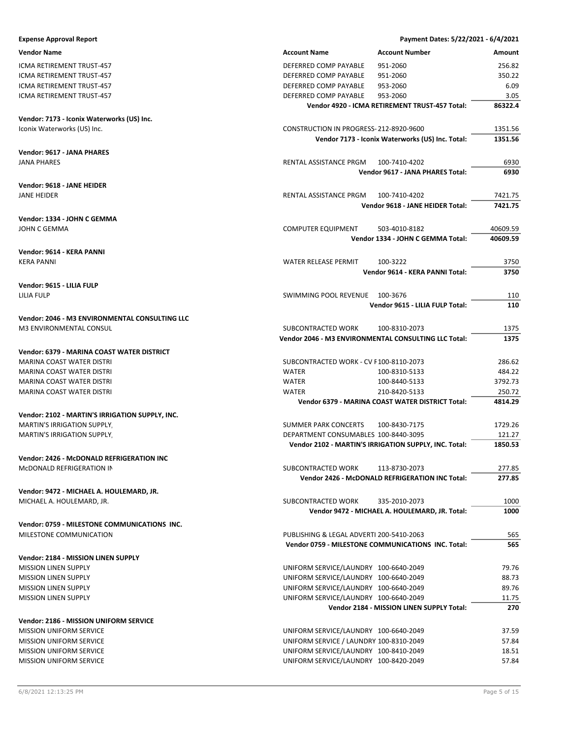**Expense Approval Report** — Payment Dates: 5/22/2021 - 6/4/2021

| Vendor Name | Account Name | Account Number | Amount |
|---|---|---|---|
| ICMA RETIREMENT TRUST-457 | DEFERRED COMP PAYABLE | 951-2060 | 256.82 |
| ICMA RETIREMENT TRUST-457 | DEFERRED COMP PAYABLE | 951-2060 | 350.22 |
| ICMA RETIREMENT TRUST-457 | DEFERRED COMP PAYABLE | 953-2060 | 6.09 |
| ICMA RETIREMENT TRUST-457 | DEFERRED COMP PAYABLE | 953-2060 | 3.05 |
| | **Vendor 4920 - ICMA RETIREMENT TRUST-457 Total:** | | **86322.4** |
| **Vendor: 7173 - Iconix Waterworks (US) Inc.** | | | |
| Iconix Waterworks (US) Inc. | CONSTRUCTION IN PROGRESS- | 212-8920-9600 | 1351.56 |
| | **Vendor 7173 - Iconix Waterworks (US) Inc. Total:** | | **1351.56** |
| **Vendor: 9617 - JANA PHARES** | | | |
| JANA PHARES | RENTAL ASSISTANCE PRGM | 100-7410-4202 | 6930 |
| | **Vendor 9617 - JANA PHARES Total:** | | **6930** |
| **Vendor: 9618 - JANE HEIDER** | | | |
| JANE HEIDER | RENTAL ASSISTANCE PRGM | 100-7410-4202 | 7421.75 |
| | **Vendor 9618 - JANE HEIDER Total:** | | **7421.75** |
| **Vendor: 1334 - JOHN C GEMMA** | | | |
| JOHN C GEMMA | COMPUTER EQUIPMENT | 503-4010-8182 | 40609.59 |
| | **Vendor 1334 - JOHN C GEMMA Total:** | | **40609.59** |
| **Vendor: 9614 - KERA PANNI** | | | |
| KERA PANNI | WATER RELEASE PERMIT | 100-3222 | 3750 |
| | **Vendor 9614 - KERA PANNI Total:** | | **3750** |
| **Vendor: 9615 - LILIA FULP** | | | |
| LILIA FULP | SWIMMING POOL REVENUE | 100-3676 | 110 |
| | **Vendor 9615 - LILIA FULP Total:** | | **110** |
| **Vendor: 2046 - M3 ENVIRONMENTAL CONSULTING LLC** | | | |
| M3 ENVIRONMENTAL CONSUL | SUBCONTRACTED WORK | 100-8310-2073 | 1375 |
| | **Vendor 2046 - M3 ENVIRONMENTAL CONSULTING LLC Total:** | | **1375** |
| **Vendor: 6379 - MARINA COAST WATER DISTRICT** | | | |
| MARINA COAST WATER DISTRI | SUBCONTRACTED WORK - CV F | 100-8110-2073 | 286.62 |
| MARINA COAST WATER DISTRI | WATER | 100-8310-5133 | 484.22 |
| MARINA COAST WATER DISTRI | WATER | 100-8440-5133 | 3792.73 |
| MARINA COAST WATER DISTRI | WATER | 210-8420-5133 | 250.72 |
| | **Vendor 6379 - MARINA COAST WATER DISTRICT Total:** | | **4814.29** |
| **Vendor: 2102 - MARTIN'S IRRIGATION SUPPLY, INC.** | | | |
| MARTIN'S IRRIGATION SUPPLY, | SUMMER PARK CONCERTS | 100-8430-7175 | 1729.26 |
| MARTIN'S IRRIGATION SUPPLY, | DEPARTMENT CONSUMABLES | 100-8440-3095 | 121.27 |
| | **Vendor 2102 - MARTIN'S IRRIGATION SUPPLY, INC. Total:** | | **1850.53** |
| **Vendor: 2426 - McDONALD REFRIGERATION INC** | | | |
| McDONALD REFRIGERATION IN | SUBCONTRACTED WORK | 113-8730-2073 | 277.85 |
| | **Vendor 2426 - McDONALD REFRIGERATION INC Total:** | | **277.85** |
| **Vendor: 9472 - MICHAEL A. HOULEMARD, JR.** | | | |
| MICHAEL A. HOULEMARD, JR. | SUBCONTRACTED WORK | 335-2010-2073 | 1000 |
| | **Vendor 9472 - MICHAEL A. HOULEMARD, JR. Total:** | | **1000** |
| **Vendor: 0759 - MILESTONE COMMUNICATIONS INC.** | | | |
| MILESTONE COMMUNICATION | PUBLISHING & LEGAL ADVERTI | 200-5410-2063 | 565 |
| | **Vendor 0759 - MILESTONE COMMUNICATIONS INC. Total:** | | **565** |
| **Vendor: 2184 - MISSION LINEN SUPPLY** | | | |
| MISSION LINEN SUPPLY | UNIFORM SERVICE/LAUNDRY | 100-6640-2049 | 79.76 |
| MISSION LINEN SUPPLY | UNIFORM SERVICE/LAUNDRY | 100-6640-2049 | 88.73 |
| MISSION LINEN SUPPLY | UNIFORM SERVICE/LAUNDRY | 100-6640-2049 | 89.76 |
| MISSION LINEN SUPPLY | UNIFORM SERVICE/LAUNDRY | 100-6640-2049 | 11.75 |
| | **Vendor 2184 - MISSION LINEN SUPPLY Total:** | | **270** |
| **Vendor: 2186 - MISSION UNIFORM SERVICE** | | | |
| MISSION UNIFORM SERVICE | UNIFORM SERVICE/LAUNDRY | 100-6640-2049 | 37.59 |
| MISSION UNIFORM SERVICE | UNIFORM SERVICE / LAUNDRY | 100-8310-2049 | 57.84 |
| MISSION UNIFORM SERVICE | UNIFORM SERVICE/LAUNDRY | 100-8410-2049 | 18.51 |
| MISSION UNIFORM SERVICE | UNIFORM SERVICE/LAUNDRY | 100-8420-2049 | 57.84 |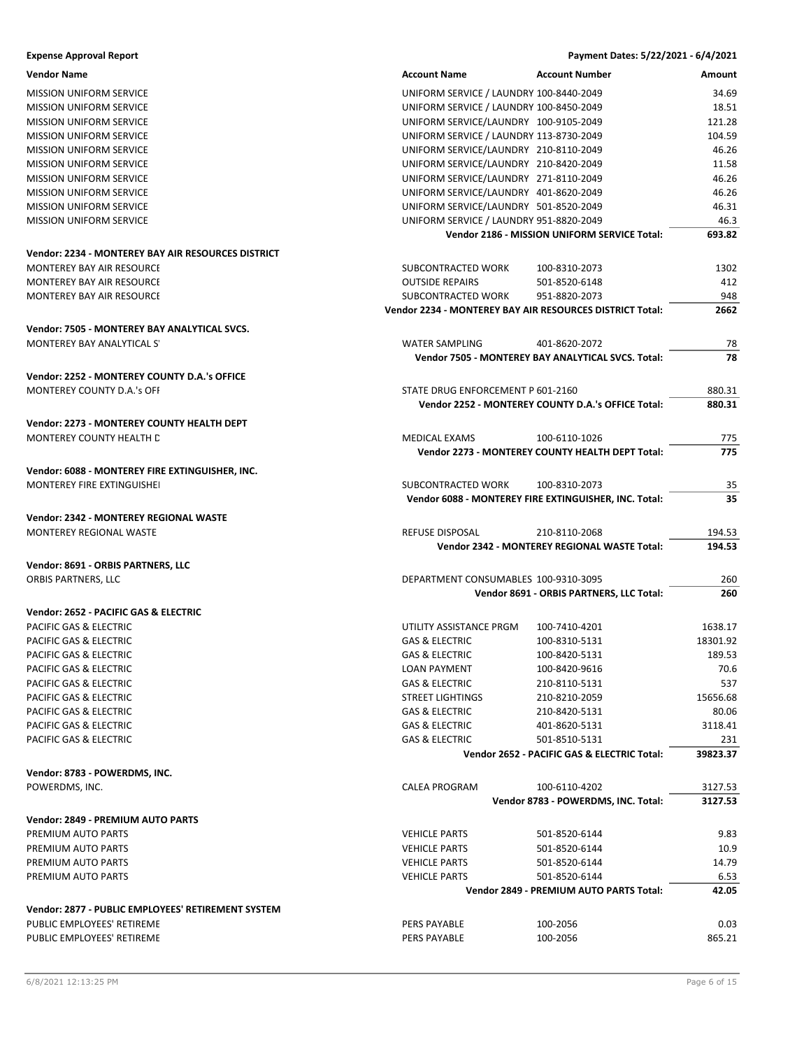**Expense Approval Report** — Payment Dates: 5/22/2021 - 6/4/2021

| Vendor Name | Account Name | Account Number | Amount |
|---|---|---|---|
| MISSION UNIFORM SERVICE | UNIFORM SERVICE / LAUNDRY | 100-8440-2049 | 34.69 |
| MISSION UNIFORM SERVICE | UNIFORM SERVICE / LAUNDRY | 100-8450-2049 | 18.51 |
| MISSION UNIFORM SERVICE | UNIFORM SERVICE/LAUNDRY | 100-9105-2049 | 121.28 |
| MISSION UNIFORM SERVICE | UNIFORM SERVICE / LAUNDRY | 113-8730-2049 | 104.59 |
| MISSION UNIFORM SERVICE | UNIFORM SERVICE/LAUNDRY | 210-8110-2049 | 46.26 |
| MISSION UNIFORM SERVICE | UNIFORM SERVICE/LAUNDRY | 210-8420-2049 | 11.58 |
| MISSION UNIFORM SERVICE | UNIFORM SERVICE/LAUNDRY | 271-8110-2049 | 46.26 |
| MISSION UNIFORM SERVICE | UNIFORM SERVICE/LAUNDRY | 401-8620-2049 | 46.26 |
| MISSION UNIFORM SERVICE | UNIFORM SERVICE/LAUNDRY | 501-8520-2049 | 46.31 |
| MISSION UNIFORM SERVICE | UNIFORM SERVICE / LAUNDRY | 951-8820-2049 | 46.3 |
| | **Vendor 2186 - MISSION UNIFORM SERVICE Total:** | | **693.82** |
| **Vendor: 2234 - MONTEREY BAY AIR RESOURCES DISTRICT** | | | |
| MONTEREY BAY AIR RESOURCE | SUBCONTRACTED WORK | 100-8310-2073 | 1302 |
| MONTEREY BAY AIR RESOURCE | OUTSIDE REPAIRS | 501-8520-6148 | 412 |
| MONTEREY BAY AIR RESOURCE | SUBCONTRACTED WORK | 951-8820-2073 | 948 |
| | **Vendor 2234 - MONTEREY BAY AIR RESOURCES DISTRICT Total:** | | **2662** |
| **Vendor: 7505 - MONTEREY BAY ANALYTICAL SVCS.** | | | |
| MONTEREY BAY ANALYTICAL S' | WATER SAMPLING | 401-8620-2072 | 78 |
| | **Vendor 7505 - MONTEREY BAY ANALYTICAL SVCS. Total:** | | **78** |
| **Vendor: 2252 - MONTEREY COUNTY D.A.'s OFFICE** | | | |
| MONTEREY COUNTY D.A.'s OFF | STATE DRUG ENFORCEMENT P | 601-2160 | 880.31 |
| | **Vendor 2252 - MONTEREY COUNTY D.A.'s OFFICE Total:** | | **880.31** |
| **Vendor: 2273 - MONTEREY COUNTY HEALTH DEPT** | | | |
| MONTEREY COUNTY HEALTH D | MEDICAL EXAMS | 100-6110-1026 | 775 |
| | **Vendor 2273 - MONTEREY COUNTY HEALTH DEPT Total:** | | **775** |
| **Vendor: 6088 - MONTEREY FIRE EXTINGUISHER, INC.** | | | |
| MONTEREY FIRE EXTINGUISHE | SUBCONTRACTED WORK | 100-8310-2073 | 35 |
| | **Vendor 6088 - MONTEREY FIRE EXTINGUISHER, INC. Total:** | | **35** |
| **Vendor: 2342 - MONTEREY REGIONAL WASTE** | | | |
| MONTEREY REGIONAL WASTE | REFUSE DISPOSAL | 210-8110-2068 | 194.53 |
| | **Vendor 2342 - MONTEREY REGIONAL WASTE Total:** | | **194.53** |
| **Vendor: 8691 - ORBIS PARTNERS, LLC** | | | |
| ORBIS PARTNERS, LLC | DEPARTMENT CONSUMABLES | 100-9310-3095 | 260 |
| | **Vendor 8691 - ORBIS PARTNERS, LLC Total:** | | **260** |
| **Vendor: 2652 - PACIFIC GAS & ELECTRIC** | | | |
| PACIFIC GAS & ELECTRIC | UTILITY ASSISTANCE PRGM | 100-7410-4201 | 1638.17 |
| PACIFIC GAS & ELECTRIC | GAS & ELECTRIC | 100-8310-5131 | 18301.92 |
| PACIFIC GAS & ELECTRIC | GAS & ELECTRIC | 100-8420-5131 | 189.53 |
| PACIFIC GAS & ELECTRIC | LOAN PAYMENT | 100-8420-9616 | 70.6 |
| PACIFIC GAS & ELECTRIC | GAS & ELECTRIC | 210-8110-5131 | 537 |
| PACIFIC GAS & ELECTRIC | STREET LIGHTINGS | 210-8210-2059 | 15656.68 |
| PACIFIC GAS & ELECTRIC | GAS & ELECTRIC | 210-8420-5131 | 80.06 |
| PACIFIC GAS & ELECTRIC | GAS & ELECTRIC | 401-8620-5131 | 3118.41 |
| PACIFIC GAS & ELECTRIC | GAS & ELECTRIC | 501-8510-5131 | 231 |
| | **Vendor 2652 - PACIFIC GAS & ELECTRIC Total:** | | **39823.37** |
| **Vendor: 8783 - POWERDMS, INC.** | | | |
| POWERDMS, INC. | CALEA PROGRAM | 100-6110-4202 | 3127.53 |
| | **Vendor 8783 - POWERDMS, INC. Total:** | | **3127.53** |
| **Vendor: 2849 - PREMIUM AUTO PARTS** | | | |
| PREMIUM AUTO PARTS | VEHICLE PARTS | 501-8520-6144 | 9.83 |
| PREMIUM AUTO PARTS | VEHICLE PARTS | 501-8520-6144 | 10.9 |
| PREMIUM AUTO PARTS | VEHICLE PARTS | 501-8520-6144 | 14.79 |
| PREMIUM AUTO PARTS | VEHICLE PARTS | 501-8520-6144 | 6.53 |
| | **Vendor 2849 - PREMIUM AUTO PARTS Total:** | | **42.05** |
| **Vendor: 2877 - PUBLIC EMPLOYEES' RETIREMENT SYSTEM** | | | |
| PUBLIC EMPLOYEES' RETIREME | PERS PAYABLE | 100-2056 | 0.03 |
| PUBLIC EMPLOYEES' RETIREME | PERS PAYABLE | 100-2056 | 865.21 |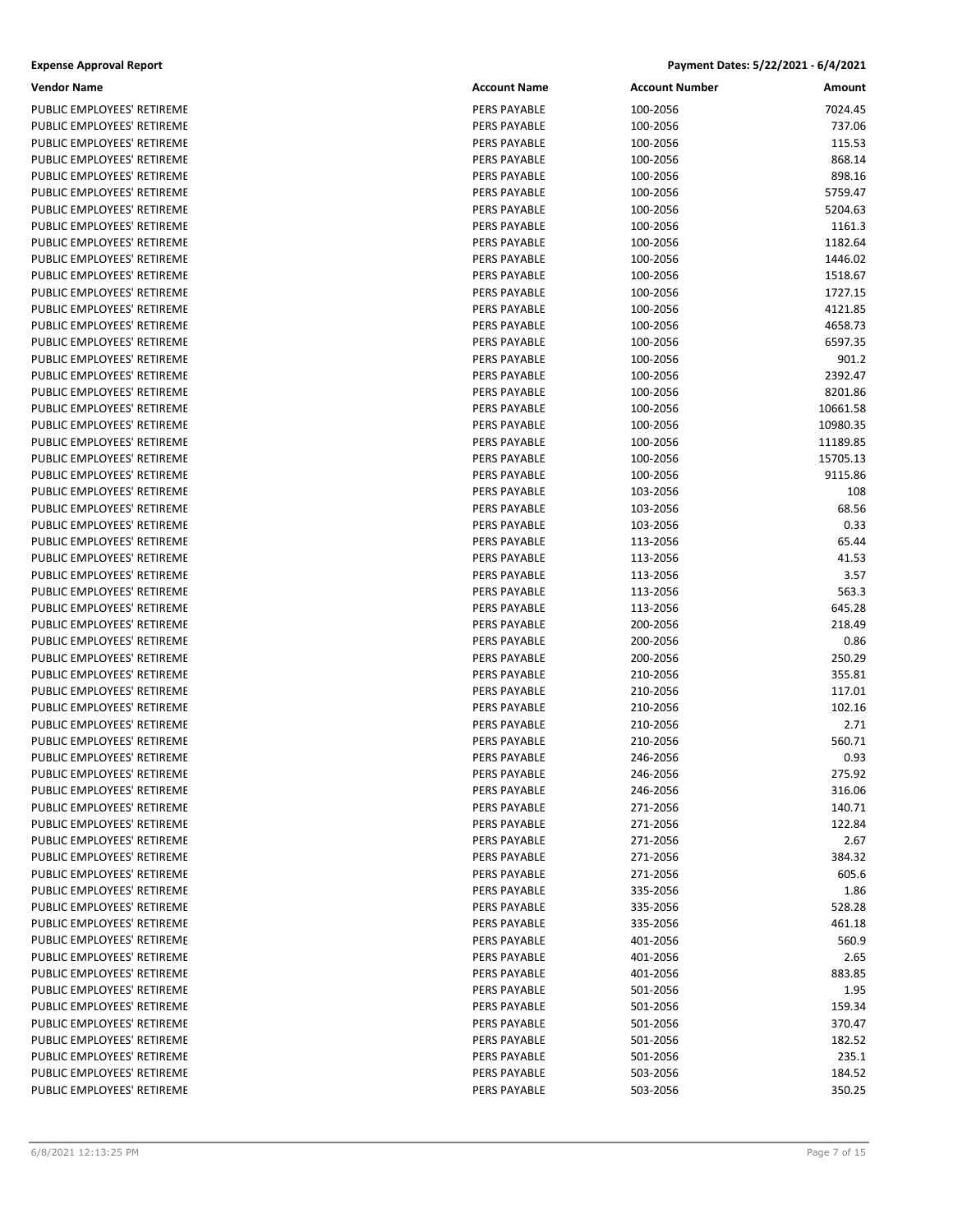**Expense Approval Report** **Payment Dates: 5/22/2021 - 6/4/2021**

| Vendor Name | Account Name | Account Number | Amount |
|---|---|---|---|
| PUBLIC EMPLOYEES' RETIREME | PERS PAYABLE | 100-2056 | 7024.45 |
| PUBLIC EMPLOYEES' RETIREME | PERS PAYABLE | 100-2056 | 737.06 |
| PUBLIC EMPLOYEES' RETIREME | PERS PAYABLE | 100-2056 | 115.53 |
| PUBLIC EMPLOYEES' RETIREME | PERS PAYABLE | 100-2056 | 868.14 |
| PUBLIC EMPLOYEES' RETIREME | PERS PAYABLE | 100-2056 | 898.16 |
| PUBLIC EMPLOYEES' RETIREME | PERS PAYABLE | 100-2056 | 5759.47 |
| PUBLIC EMPLOYEES' RETIREME | PERS PAYABLE | 100-2056 | 5204.63 |
| PUBLIC EMPLOYEES' RETIREME | PERS PAYABLE | 100-2056 | 1161.3 |
| PUBLIC EMPLOYEES' RETIREME | PERS PAYABLE | 100-2056 | 1182.64 |
| PUBLIC EMPLOYEES' RETIREME | PERS PAYABLE | 100-2056 | 1446.02 |
| PUBLIC EMPLOYEES' RETIREME | PERS PAYABLE | 100-2056 | 1518.67 |
| PUBLIC EMPLOYEES' RETIREME | PERS PAYABLE | 100-2056 | 1727.15 |
| PUBLIC EMPLOYEES' RETIREME | PERS PAYABLE | 100-2056 | 4121.85 |
| PUBLIC EMPLOYEES' RETIREME | PERS PAYABLE | 100-2056 | 4658.73 |
| PUBLIC EMPLOYEES' RETIREME | PERS PAYABLE | 100-2056 | 6597.35 |
| PUBLIC EMPLOYEES' RETIREME | PERS PAYABLE | 100-2056 | 901.2 |
| PUBLIC EMPLOYEES' RETIREME | PERS PAYABLE | 100-2056 | 2392.47 |
| PUBLIC EMPLOYEES' RETIREME | PERS PAYABLE | 100-2056 | 8201.86 |
| PUBLIC EMPLOYEES' RETIREME | PERS PAYABLE | 100-2056 | 10661.58 |
| PUBLIC EMPLOYEES' RETIREME | PERS PAYABLE | 100-2056 | 10980.35 |
| PUBLIC EMPLOYEES' RETIREME | PERS PAYABLE | 100-2056 | 11189.85 |
| PUBLIC EMPLOYEES' RETIREME | PERS PAYABLE | 100-2056 | 15705.13 |
| PUBLIC EMPLOYEES' RETIREME | PERS PAYABLE | 100-2056 | 9115.86 |
| PUBLIC EMPLOYEES' RETIREME | PERS PAYABLE | 103-2056 | 108 |
| PUBLIC EMPLOYEES' RETIREME | PERS PAYABLE | 103-2056 | 68.56 |
| PUBLIC EMPLOYEES' RETIREME | PERS PAYABLE | 103-2056 | 0.33 |
| PUBLIC EMPLOYEES' RETIREME | PERS PAYABLE | 113-2056 | 65.44 |
| PUBLIC EMPLOYEES' RETIREME | PERS PAYABLE | 113-2056 | 41.53 |
| PUBLIC EMPLOYEES' RETIREME | PERS PAYABLE | 113-2056 | 3.57 |
| PUBLIC EMPLOYEES' RETIREME | PERS PAYABLE | 113-2056 | 563.3 |
| PUBLIC EMPLOYEES' RETIREME | PERS PAYABLE | 113-2056 | 645.28 |
| PUBLIC EMPLOYEES' RETIREME | PERS PAYABLE | 200-2056 | 218.49 |
| PUBLIC EMPLOYEES' RETIREME | PERS PAYABLE | 200-2056 | 0.86 |
| PUBLIC EMPLOYEES' RETIREME | PERS PAYABLE | 200-2056 | 250.29 |
| PUBLIC EMPLOYEES' RETIREME | PERS PAYABLE | 210-2056 | 355.81 |
| PUBLIC EMPLOYEES' RETIREME | PERS PAYABLE | 210-2056 | 117.01 |
| PUBLIC EMPLOYEES' RETIREME | PERS PAYABLE | 210-2056 | 102.16 |
| PUBLIC EMPLOYEES' RETIREME | PERS PAYABLE | 210-2056 | 2.71 |
| PUBLIC EMPLOYEES' RETIREME | PERS PAYABLE | 210-2056 | 560.71 |
| PUBLIC EMPLOYEES' RETIREME | PERS PAYABLE | 246-2056 | 0.93 |
| PUBLIC EMPLOYEES' RETIREME | PERS PAYABLE | 246-2056 | 275.92 |
| PUBLIC EMPLOYEES' RETIREME | PERS PAYABLE | 246-2056 | 316.06 |
| PUBLIC EMPLOYEES' RETIREME | PERS PAYABLE | 271-2056 | 140.71 |
| PUBLIC EMPLOYEES' RETIREME | PERS PAYABLE | 271-2056 | 122.84 |
| PUBLIC EMPLOYEES' RETIREME | PERS PAYABLE | 271-2056 | 2.67 |
| PUBLIC EMPLOYEES' RETIREME | PERS PAYABLE | 271-2056 | 384.32 |
| PUBLIC EMPLOYEES' RETIREME | PERS PAYABLE | 271-2056 | 605.6 |
| PUBLIC EMPLOYEES' RETIREME | PERS PAYABLE | 335-2056 | 1.86 |
| PUBLIC EMPLOYEES' RETIREME | PERS PAYABLE | 335-2056 | 528.28 |
| PUBLIC EMPLOYEES' RETIREME | PERS PAYABLE | 335-2056 | 461.18 |
| PUBLIC EMPLOYEES' RETIREME | PERS PAYABLE | 401-2056 | 560.9 |
| PUBLIC EMPLOYEES' RETIREME | PERS PAYABLE | 401-2056 | 2.65 |
| PUBLIC EMPLOYEES' RETIREME | PERS PAYABLE | 401-2056 | 883.85 |
| PUBLIC EMPLOYEES' RETIREME | PERS PAYABLE | 501-2056 | 1.95 |
| PUBLIC EMPLOYEES' RETIREME | PERS PAYABLE | 501-2056 | 159.34 |
| PUBLIC EMPLOYEES' RETIREME | PERS PAYABLE | 501-2056 | 370.47 |
| PUBLIC EMPLOYEES' RETIREME | PERS PAYABLE | 501-2056 | 182.52 |
| PUBLIC EMPLOYEES' RETIREME | PERS PAYABLE | 501-2056 | 235.1 |
| PUBLIC EMPLOYEES' RETIREME | PERS PAYABLE | 503-2056 | 184.52 |
| PUBLIC EMPLOYEES' RETIREME | PERS PAYABLE | 503-2056 | 350.25 |

6/8/2021 12:13:25 PM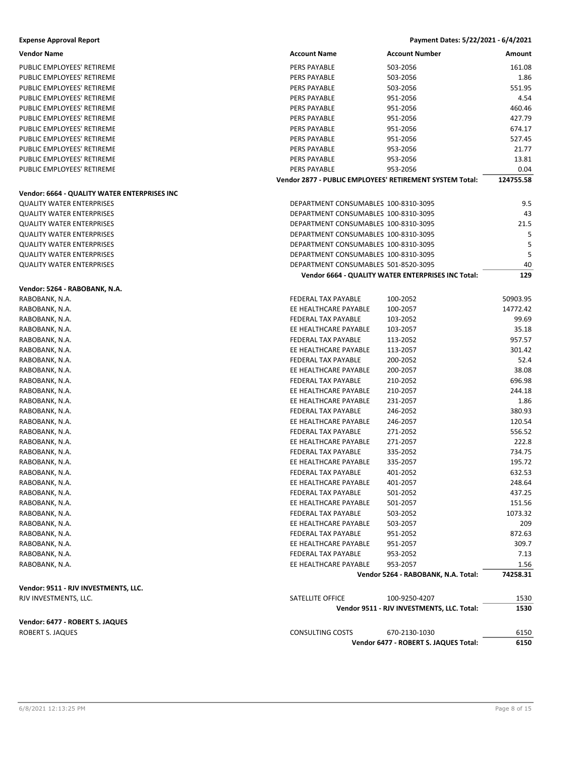| Vendor Name | Account Name | Account Number | Amount |
|---|---|---|---|
| PUBLIC EMPLOYEES' RETIREME | PERS PAYABLE | 503-2056 | 161.08 |
| PUBLIC EMPLOYEES' RETIREME | PERS PAYABLE | 503-2056 | 1.86 |
| PUBLIC EMPLOYEES' RETIREME | PERS PAYABLE | 503-2056 | 551.95 |
| PUBLIC EMPLOYEES' RETIREME | PERS PAYABLE | 951-2056 | 4.54 |
| PUBLIC EMPLOYEES' RETIREME | PERS PAYABLE | 951-2056 | 460.46 |
| PUBLIC EMPLOYEES' RETIREME | PERS PAYABLE | 951-2056 | 427.79 |
| PUBLIC EMPLOYEES' RETIREME | PERS PAYABLE | 951-2056 | 674.17 |
| PUBLIC EMPLOYEES' RETIREME | PERS PAYABLE | 951-2056 | 527.45 |
| PUBLIC EMPLOYEES' RETIREME | PERS PAYABLE | 953-2056 | 21.77 |
| PUBLIC EMPLOYEES' RETIREME | PERS PAYABLE | 953-2056 | 13.81 |
| PUBLIC EMPLOYEES' RETIREME | PERS PAYABLE | 953-2056 | 0.04 |
| | **Vendor 2877 - PUBLIC EMPLOYEES' RETIREMENT SYSTEM Total:** | | **124755.58** |
| **Vendor: 6664 - QUALITY WATER ENTERPRISES INC** | | | |
| QUALITY WATER ENTERPRISES | DEPARTMENT CONSUMABLES | 100-8310-3095 | 9.5 |
| QUALITY WATER ENTERPRISES | DEPARTMENT CONSUMABLES | 100-8310-3095 | 43 |
| QUALITY WATER ENTERPRISES | DEPARTMENT CONSUMABLES | 100-8310-3095 | 21.5 |
| QUALITY WATER ENTERPRISES | DEPARTMENT CONSUMABLES | 100-8310-3095 | 5 |
| QUALITY WATER ENTERPRISES | DEPARTMENT CONSUMABLES | 100-8310-3095 | 5 |
| QUALITY WATER ENTERPRISES | DEPARTMENT CONSUMABLES | 100-8310-3095 | 5 |
| QUALITY WATER ENTERPRISES | DEPARTMENT CONSUMABLES | 501-8520-3095 | 40 |
| | **Vendor 6664 - QUALITY WATER ENTERPRISES INC Total:** | | **129** |
| **Vendor: 5264 - RABOBANK, N.A.** | | | |
| RABOBANK, N.A. | FEDERAL TAX PAYABLE | 100-2052 | 50903.95 |
| RABOBANK, N.A. | EE HEALTHCARE PAYABLE | 100-2057 | 14772.42 |
| RABOBANK, N.A. | FEDERAL TAX PAYABLE | 103-2052 | 99.69 |
| RABOBANK, N.A. | EE HEALTHCARE PAYABLE | 103-2057 | 35.18 |
| RABOBANK, N.A. | FEDERAL TAX PAYABLE | 113-2052 | 957.57 |
| RABOBANK, N.A. | EE HEALTHCARE PAYABLE | 113-2057 | 301.42 |
| RABOBANK, N.A. | FEDERAL TAX PAYABLE | 200-2052 | 52.4 |
| RABOBANK, N.A. | EE HEALTHCARE PAYABLE | 200-2057 | 38.08 |
| RABOBANK, N.A. | FEDERAL TAX PAYABLE | 210-2052 | 696.98 |
| RABOBANK, N.A. | EE HEALTHCARE PAYABLE | 210-2057 | 244.18 |
| RABOBANK, N.A. | EE HEALTHCARE PAYABLE | 231-2057 | 1.86 |
| RABOBANK, N.A. | FEDERAL TAX PAYABLE | 246-2052 | 380.93 |
| RABOBANK, N.A. | EE HEALTHCARE PAYABLE | 246-2057 | 120.54 |
| RABOBANK, N.A. | FEDERAL TAX PAYABLE | 271-2052 | 556.52 |
| RABOBANK, N.A. | EE HEALTHCARE PAYABLE | 271-2057 | 222.8 |
| RABOBANK, N.A. | FEDERAL TAX PAYABLE | 335-2052 | 734.75 |
| RABOBANK, N.A. | EE HEALTHCARE PAYABLE | 335-2057 | 195.72 |
| RABOBANK, N.A. | FEDERAL TAX PAYABLE | 401-2052 | 632.53 |
| RABOBANK, N.A. | EE HEALTHCARE PAYABLE | 401-2057 | 248.64 |
| RABOBANK, N.A. | FEDERAL TAX PAYABLE | 501-2052 | 437.25 |
| RABOBANK, N.A. | EE HEALTHCARE PAYABLE | 501-2057 | 151.56 |
| RABOBANK, N.A. | FEDERAL TAX PAYABLE | 503-2052 | 1073.32 |
| RABOBANK, N.A. | EE HEALTHCARE PAYABLE | 503-2057 | 209 |
| RABOBANK, N.A. | FEDERAL TAX PAYABLE | 951-2052 | 872.63 |
| RABOBANK, N.A. | EE HEALTHCARE PAYABLE | 951-2057 | 309.7 |
| RABOBANK, N.A. | FEDERAL TAX PAYABLE | 953-2052 | 7.13 |
| RABOBANK, N.A. | EE HEALTHCARE PAYABLE | 953-2057 | 1.56 |
| | **Vendor 5264 - RABOBANK, N.A. Total:** | | **74258.31** |
| **Vendor: 9511 - RJV INVESTMENTS, LLC.** | | | |
| RJV INVESTMENTS, LLC. | SATELLITE OFFICE | 100-9250-4207 | 1530 |
| | **Vendor 9511 - RJV INVESTMENTS, LLC. Total:** | | **1530** |
| **Vendor: 6477 - ROBERT S. JAQUES** | | | |
| ROBERT S. JAQUES | CONSULTING COSTS | 670-2130-1030 | 6150 |
| | **Vendor 6477 - ROBERT S. JAQUES Total:** | | **6150** |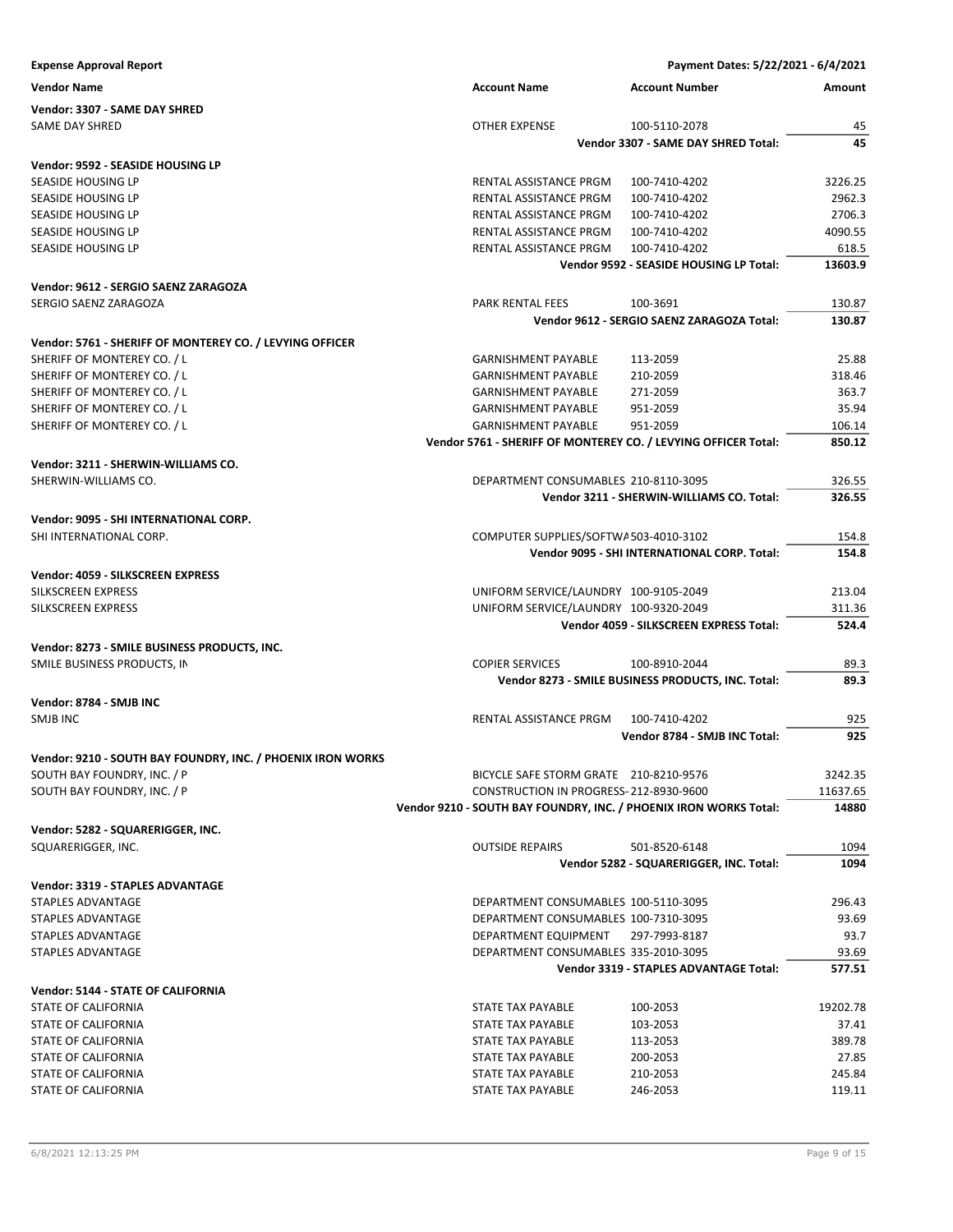**Expense Approval Report** — Payment Dates: 5/22/2021 - 6/4/2021

| Vendor Name | Account Name | Account Number | Amount |
|---|---|---|---|
| **Vendor: 3307 - SAME DAY SHRED** | | | |
| SAME DAY SHRED | OTHER EXPENSE | 100-5110-2078 | 45 |
| | | **Vendor 3307 - SAME DAY SHRED Total:** | **45** |
| **Vendor: 9592 - SEASIDE HOUSING LP** | | | |
| SEASIDE HOUSING LP | RENTAL ASSISTANCE PRGM | 100-7410-4202 | 3226.25 |
| SEASIDE HOUSING LP | RENTAL ASSISTANCE PRGM | 100-7410-4202 | 2962.3 |
| SEASIDE HOUSING LP | RENTAL ASSISTANCE PRGM | 100-7410-4202 | 2706.3 |
| SEASIDE HOUSING LP | RENTAL ASSISTANCE PRGM | 100-7410-4202 | 4090.55 |
| SEASIDE HOUSING LP | RENTAL ASSISTANCE PRGM | 100-7410-4202 | 618.5 |
| | | **Vendor 9592 - SEASIDE HOUSING LP Total:** | **13603.9** |
| **Vendor: 9612 - SERGIO SAENZ ZARAGOZA** | | | |
| SERGIO SAENZ ZARAGOZA | PARK RENTAL FEES | 100-3691 | 130.87 |
| | | **Vendor 9612 - SERGIO SAENZ ZARAGOZA Total:** | **130.87** |
| **Vendor: 5761 - SHERIFF OF MONTEREY CO. / LEVYING OFFICER** | | | |
| SHERIFF OF MONTEREY CO. / L | GARNISHMENT PAYABLE | 113-2059 | 25.88 |
| SHERIFF OF MONTEREY CO. / L | GARNISHMENT PAYABLE | 210-2059 | 318.46 |
| SHERIFF OF MONTEREY CO. / L | GARNISHMENT PAYABLE | 271-2059 | 363.7 |
| SHERIFF OF MONTEREY CO. / L | GARNISHMENT PAYABLE | 951-2059 | 35.94 |
| SHERIFF OF MONTEREY CO. / L | GARNISHMENT PAYABLE | 951-2059 | 106.14 |
| | **Vendor 5761 - SHERIFF OF MONTEREY CO. / LEVYING OFFICER Total:** | | **850.12** |
| **Vendor: 3211 - SHERWIN-WILLIAMS CO.** | | | |
| SHERWIN-WILLIAMS CO. | DEPARTMENT CONSUMABLES | 210-8110-3095 | 326.55 |
| | | **Vendor 3211 - SHERWIN-WILLIAMS CO. Total:** | **326.55** |
| **Vendor: 9095 - SHI INTERNATIONAL CORP.** | | | |
| SHI INTERNATIONAL CORP. | COMPUTER SUPPLIES/SOFTWA | 503-4010-3102 | 154.8 |
| | | **Vendor 9095 - SHI INTERNATIONAL CORP. Total:** | **154.8** |
| **Vendor: 4059 - SILKSCREEN EXPRESS** | | | |
| SILKSCREEN EXPRESS | UNIFORM SERVICE/LAUNDRY | 100-9105-2049 | 213.04 |
| SILKSCREEN EXPRESS | UNIFORM SERVICE/LAUNDRY | 100-9320-2049 | 311.36 |
| | | **Vendor 4059 - SILKSCREEN EXPRESS Total:** | **524.4** |
| **Vendor: 8273 - SMILE BUSINESS PRODUCTS, INC.** | | | |
| SMILE BUSINESS PRODUCTS, IN | COPIER SERVICES | 100-8910-2044 | 89.3 |
| | | **Vendor 8273 - SMILE BUSINESS PRODUCTS, INC. Total:** | **89.3** |
| **Vendor: 8784 - SMJB INC** | | | |
| SMJB INC | RENTAL ASSISTANCE PRGM | 100-7410-4202 | 925 |
| | | **Vendor 8784 - SMJB INC Total:** | **925** |
| **Vendor: 9210 - SOUTH BAY FOUNDRY, INC. / PHOENIX IRON WORKS** | | | |
| SOUTH BAY FOUNDRY, INC. / P | BICYCLE SAFE STORM GRATE | 210-8210-9576 | 3242.35 |
| SOUTH BAY FOUNDRY, INC. / P | CONSTRUCTION IN PROGRESS- | 212-8930-9600 | 11637.65 |
| | **Vendor 9210 - SOUTH BAY FOUNDRY, INC. / PHOENIX IRON WORKS Total:** | | **14880** |
| **Vendor: 5282 - SQUARERIGGER, INC.** | | | |
| SQUARERIGGER, INC. | OUTSIDE REPAIRS | 501-8520-6148 | 1094 |
| | | **Vendor 5282 - SQUARERIGGER, INC. Total:** | **1094** |
| **Vendor: 3319 - STAPLES ADVANTAGE** | | | |
| STAPLES ADVANTAGE | DEPARTMENT CONSUMABLES | 100-5110-3095 | 296.43 |
| STAPLES ADVANTAGE | DEPARTMENT CONSUMABLES | 100-7310-3095 | 93.69 |
| STAPLES ADVANTAGE | DEPARTMENT EQUIPMENT | 297-7993-8187 | 93.7 |
| STAPLES ADVANTAGE | DEPARTMENT CONSUMABLES | 335-2010-3095 | 93.69 |
| | | **Vendor 3319 - STAPLES ADVANTAGE Total:** | **577.51** |
| **Vendor: 5144 - STATE OF CALIFORNIA** | | | |
| STATE OF CALIFORNIA | STATE TAX PAYABLE | 100-2053 | 19202.78 |
| STATE OF CALIFORNIA | STATE TAX PAYABLE | 103-2053 | 37.41 |
| STATE OF CALIFORNIA | STATE TAX PAYABLE | 113-2053 | 389.78 |
| STATE OF CALIFORNIA | STATE TAX PAYABLE | 200-2053 | 27.85 |
| STATE OF CALIFORNIA | STATE TAX PAYABLE | 210-2053 | 245.84 |
| STATE OF CALIFORNIA | STATE TAX PAYABLE | 246-2053 | 119.11 |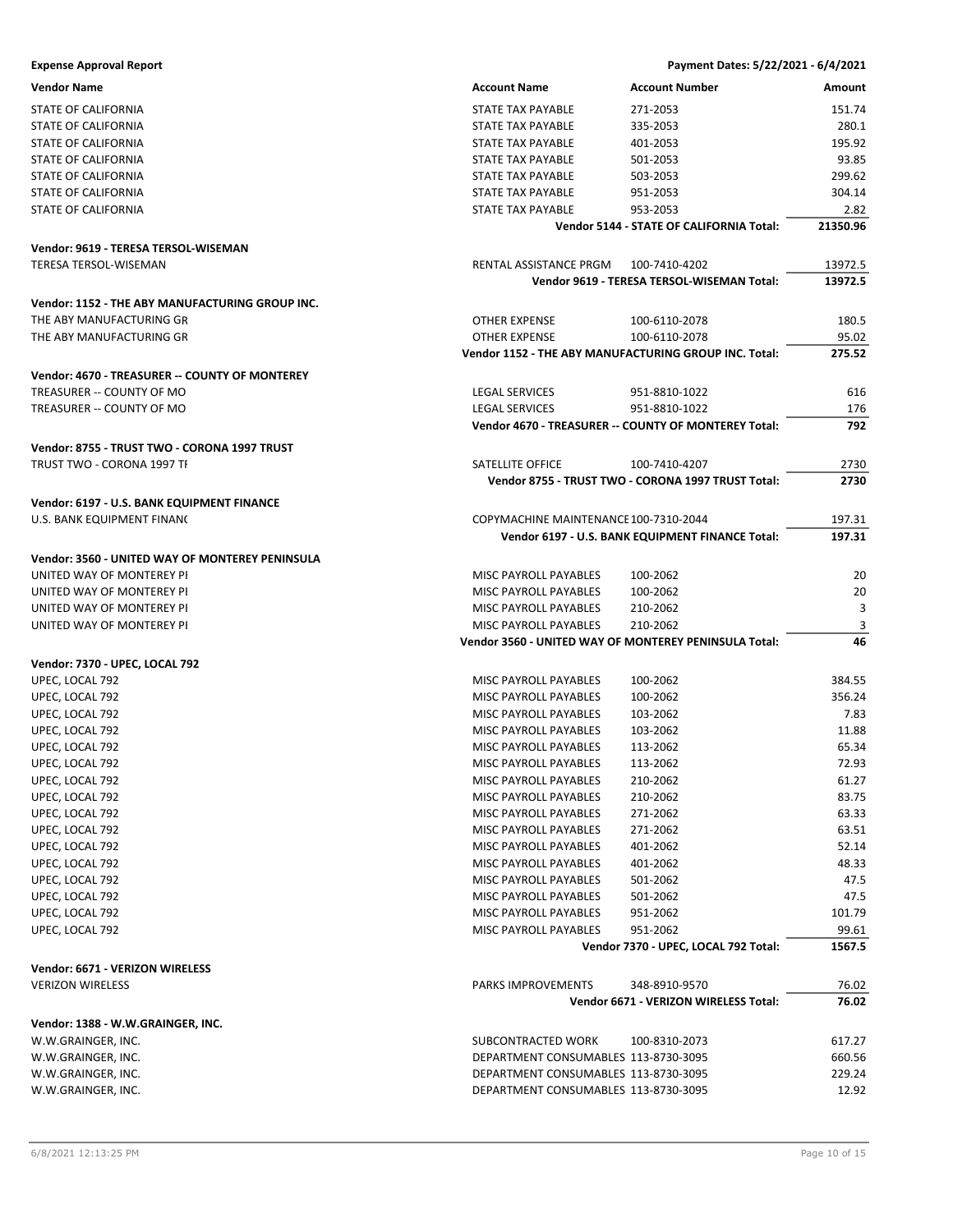**Expense Approval Report** — Payment Dates: 5/22/2021 - 6/4/2021

| Vendor Name | Account Name | Account Number | Amount |
|---|---|---|---|
| STATE OF CALIFORNIA | STATE TAX PAYABLE | 271-2053 | 151.74 |
| STATE OF CALIFORNIA | STATE TAX PAYABLE | 335-2053 | 280.1 |
| STATE OF CALIFORNIA | STATE TAX PAYABLE | 401-2053 | 195.92 |
| STATE OF CALIFORNIA | STATE TAX PAYABLE | 501-2053 | 93.85 |
| STATE OF CALIFORNIA | STATE TAX PAYABLE | 503-2053 | 299.62 |
| STATE OF CALIFORNIA | STATE TAX PAYABLE | 951-2053 | 304.14 |
| STATE OF CALIFORNIA | STATE TAX PAYABLE | 953-2053 | 2.82 |
| | | **Vendor 5144 - STATE OF CALIFORNIA Total:** | **21350.96** |
| **Vendor: 9619 - TERESA TERSOL-WISEMAN** | | | |
| TERESA TERSOL-WISEMAN | RENTAL ASSISTANCE PRGM | 100-7410-4202 | 13972.5 |
| | | **Vendor 9619 - TERESA TERSOL-WISEMAN Total:** | **13972.5** |
| **Vendor: 1152 - THE ABY MANUFACTURING GROUP INC.** | | | |
| THE ABY MANUFACTURING GR | OTHER EXPENSE | 100-6110-2078 | 180.5 |
| THE ABY MANUFACTURING GR | OTHER EXPENSE | 100-6110-2078 | 95.02 |
| | | **Vendor 1152 - THE ABY MANUFACTURING GROUP INC. Total:** | **275.52** |
| **Vendor: 4670 - TREASURER -- COUNTY OF MONTEREY** | | | |
| TREASURER -- COUNTY OF MO | LEGAL SERVICES | 951-8810-1022 | 616 |
| TREASURER -- COUNTY OF MO | LEGAL SERVICES | 951-8810-1022 | 176 |
| | | **Vendor 4670 - TREASURER -- COUNTY OF MONTEREY Total:** | **792** |
| **Vendor: 8755 - TRUST TWO - CORONA 1997 TRUST** | | | |
| TRUST TWO - CORONA 1997 TI | SATELLITE OFFICE | 100-7410-4207 | 2730 |
| | | **Vendor 8755 - TRUST TWO - CORONA 1997 TRUST Total:** | **2730** |
| **Vendor: 6197 - U.S. BANK EQUIPMENT FINANCE** | | | |
| U.S. BANK EQUIPMENT FINANC | COPYMACHINE MAINTENANCE | 100-7310-2044 | 197.31 |
| | | **Vendor 6197 - U.S. BANK EQUIPMENT FINANCE Total:** | **197.31** |
| **Vendor: 3560 - UNITED WAY OF MONTEREY PENINSULA** | | | |
| UNITED WAY OF MONTEREY PI | MISC PAYROLL PAYABLES | 100-2062 | 20 |
| UNITED WAY OF MONTEREY PI | MISC PAYROLL PAYABLES | 100-2062 | 20 |
| UNITED WAY OF MONTEREY PI | MISC PAYROLL PAYABLES | 210-2062 | 3 |
| UNITED WAY OF MONTEREY PI | MISC PAYROLL PAYABLES | 210-2062 | 3 |
| | | **Vendor 3560 - UNITED WAY OF MONTEREY PENINSULA Total:** | **46** |
| **Vendor: 7370 - UPEC, LOCAL 792** | | | |
| UPEC, LOCAL 792 | MISC PAYROLL PAYABLES | 100-2062 | 384.55 |
| UPEC, LOCAL 792 | MISC PAYROLL PAYABLES | 100-2062 | 356.24 |
| UPEC, LOCAL 792 | MISC PAYROLL PAYABLES | 103-2062 | 7.83 |
| UPEC, LOCAL 792 | MISC PAYROLL PAYABLES | 103-2062 | 11.88 |
| UPEC, LOCAL 792 | MISC PAYROLL PAYABLES | 113-2062 | 65.34 |
| UPEC, LOCAL 792 | MISC PAYROLL PAYABLES | 113-2062 | 72.93 |
| UPEC, LOCAL 792 | MISC PAYROLL PAYABLES | 210-2062 | 61.27 |
| UPEC, LOCAL 792 | MISC PAYROLL PAYABLES | 210-2062 | 83.75 |
| UPEC, LOCAL 792 | MISC PAYROLL PAYABLES | 271-2062 | 63.33 |
| UPEC, LOCAL 792 | MISC PAYROLL PAYABLES | 271-2062 | 63.51 |
| UPEC, LOCAL 792 | MISC PAYROLL PAYABLES | 401-2062 | 52.14 |
| UPEC, LOCAL 792 | MISC PAYROLL PAYABLES | 401-2062 | 48.33 |
| UPEC, LOCAL 792 | MISC PAYROLL PAYABLES | 501-2062 | 47.5 |
| UPEC, LOCAL 792 | MISC PAYROLL PAYABLES | 501-2062 | 47.5 |
| UPEC, LOCAL 792 | MISC PAYROLL PAYABLES | 951-2062 | 101.79 |
| UPEC, LOCAL 792 | MISC PAYROLL PAYABLES | 951-2062 | 99.61 |
| | | **Vendor 7370 - UPEC, LOCAL 792 Total:** | **1567.5** |
| **Vendor: 6671 - VERIZON WIRELESS** | | | |
| VERIZON WIRELESS | PARKS IMPROVEMENTS | 348-8910-9570 | 76.02 |
| | | **Vendor 6671 - VERIZON WIRELESS Total:** | **76.02** |
| **Vendor: 1388 - W.W.GRAINGER, INC.** | | | |
| W.W.GRAINGER, INC. | SUBCONTRACTED WORK | 100-8310-2073 | 617.27 |
| W.W.GRAINGER, INC. | DEPARTMENT CONSUMABLES | 113-8730-3095 | 660.56 |
| W.W.GRAINGER, INC. | DEPARTMENT CONSUMABLES | 113-8730-3095 | 229.24 |
| W.W.GRAINGER, INC. | DEPARTMENT CONSUMABLES | 113-8730-3095 | 12.92 |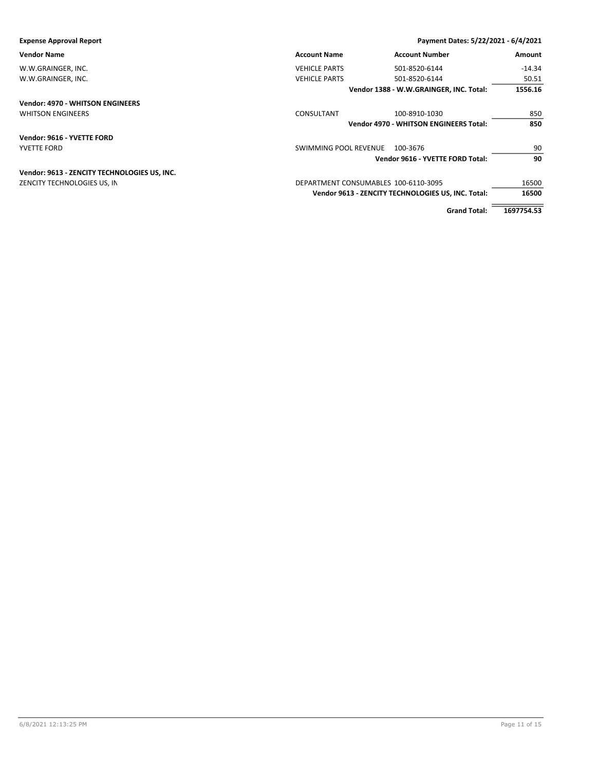**Expense Approval Report** — Payment Dates: 5/22/2021 - 6/4/2021

| Vendor Name | Account Name | Account Number | Amount |
|---|---|---|---|
| W.W.GRAINGER, INC. | VEHICLE PARTS | 501-8520-6144 | -14.34 |
| W.W.GRAINGER, INC. | VEHICLE PARTS | 501-8520-6144 | 50.51 |
| | | **Vendor 1388 - W.W.GRAINGER, INC. Total:** | **1556.16** |
| **Vendor: 4970 - WHITSON ENGINEERS** | | | |
| WHITSON ENGINEERS | CONSULTANT | 100-8910-1030 | 850 |
| | | **Vendor 4970 - WHITSON ENGINEERS Total:** | **850** |
| **Vendor: 9616 - YVETTE FORD** | | | |
| YVETTE FORD | SWIMMING POOL REVENUE | 100-3676 | 90 |
| | | **Vendor 9616 - YVETTE FORD Total:** | **90** |
| **Vendor: 9613 - ZENCITY TECHNOLOGIES US, INC.** | | | |
| ZENCITY TECHNOLOGIES US, IN | DEPARTMENT CONSUMABLES | 100-6110-3095 | 16500 |
| | | **Vendor 9613 - ZENCITY TECHNOLOGIES US, INC. Total:** | **16500** |
| | | **Grand Total:** | **1697754.53** |

6/8/2021 12:13:25 PM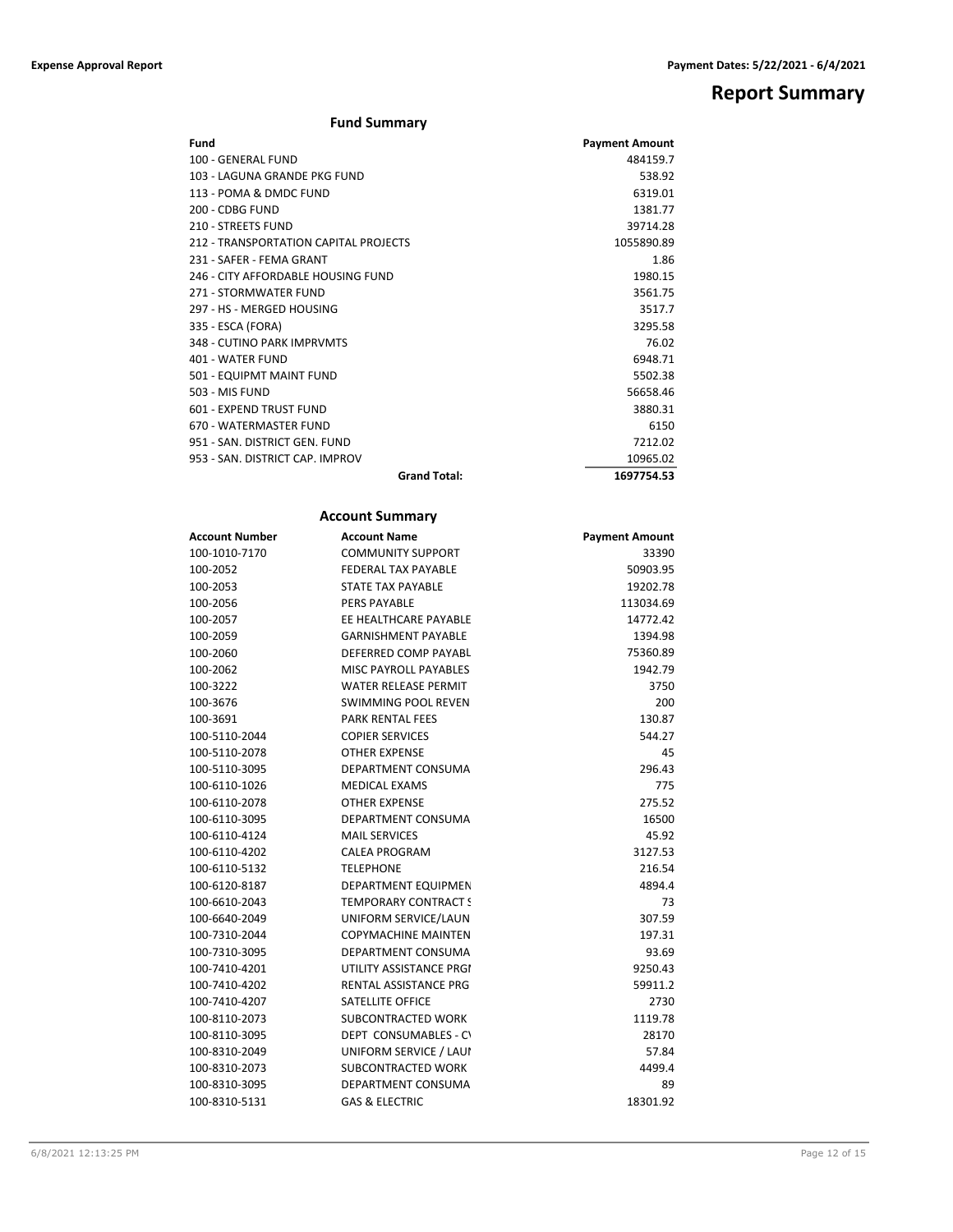# Report Summary

## Fund Summary

| Fund | Payment Amount |
|---|---|
| 100 - GENERAL FUND | 484159.7 |
| 103 - LAGUNA GRANDE PKG FUND | 538.92 |
| 113 - POMA & DMDC FUND | 6319.01 |
| 200 - CDBG FUND | 1381.77 |
| 210 - STREETS FUND | 39714.28 |
| 212 - TRANSPORTATION CAPITAL PROJECTS | 1055890.89 |
| 231 - SAFER - FEMA GRANT | 1.86 |
| 246 - CITY AFFORDABLE HOUSING FUND | 1980.15 |
| 271 - STORMWATER FUND | 3561.75 |
| 297 - HS - MERGED HOUSING | 3517.7 |
| 335 - ESCA (FORA) | 3295.58 |
| 348 - CUTINO PARK IMPRVMTS | 76.02 |
| 401 - WATER FUND | 6948.71 |
| 501 - EQUIPMT MAINT FUND | 5502.38 |
| 503 - MIS FUND | 56658.46 |
| 601 - EXPEND TRUST FUND | 3880.31 |
| 670 - WATERMASTER FUND | 6150 |
| 951 - SAN. DISTRICT GEN. FUND | 7212.02 |
| 953 - SAN. DISTRICT CAP. IMPROV | 10965.02 |
| **Grand Total:** | **1697754.53** |

## Account Summary

| Account Number | Account Name | Payment Amount |
|---|---|---|
| 100-1010-7170 | COMMUNITY SUPPORT | 33390 |
| 100-2052 | FEDERAL TAX PAYABLE | 50903.95 |
| 100-2053 | STATE TAX PAYABLE | 19202.78 |
| 100-2056 | PERS PAYABLE | 113034.69 |
| 100-2057 | EE HEALTHCARE PAYABLE | 14772.42 |
| 100-2059 | GARNISHMENT PAYABLE | 1394.98 |
| 100-2060 | DEFERRED COMP PAYABL | 75360.89 |
| 100-2062 | MISC PAYROLL PAYABLES | 1942.79 |
| 100-3222 | WATER RELEASE PERMIT | 3750 |
| 100-3676 | SWIMMING POOL REVEN | 200 |
| 100-3691 | PARK RENTAL FEES | 130.87 |
| 100-5110-2044 | COPIER SERVICES | 544.27 |
| 100-5110-2078 | OTHER EXPENSE | 45 |
| 100-5110-3095 | DEPARTMENT CONSUMA | 296.43 |
| 100-6110-1026 | MEDICAL EXAMS | 775 |
| 100-6110-2078 | OTHER EXPENSE | 275.52 |
| 100-6110-3095 | DEPARTMENT CONSUMA | 16500 |
| 100-6110-4124 | MAIL SERVICES | 45.92 |
| 100-6110-4202 | CALEA PROGRAM | 3127.53 |
| 100-6110-5132 | TELEPHONE | 216.54 |
| 100-6120-8187 | DEPARTMENT EQUIPMEN | 4894.4 |
| 100-6610-2043 | TEMPORARY CONTRACT S | 73 |
| 100-6640-2049 | UNIFORM SERVICE/LAUN | 307.59 |
| 100-7310-2044 | COPYMACHINE MAINTEN | 197.31 |
| 100-7310-3095 | DEPARTMENT CONSUMA | 93.69 |
| 100-7410-4201 | UTILITY ASSISTANCE PRGI | 9250.43 |
| 100-7410-4202 | RENTAL ASSISTANCE PRG | 59911.2 |
| 100-7410-4207 | SATELLITE OFFICE | 2730 |
| 100-8110-2073 | SUBCONTRACTED WORK | 1119.78 |
| 100-8110-3095 | DEPT CONSUMABLES - C\ | 28170 |
| 100-8310-2049 | UNIFORM SERVICE / LAUI | 57.84 |
| 100-8310-2073 | SUBCONTRACTED WORK | 4499.4 |
| 100-8310-3095 | DEPARTMENT CONSUMA | 89 |
| 100-8310-5131 | GAS & ELECTRIC | 18301.92 |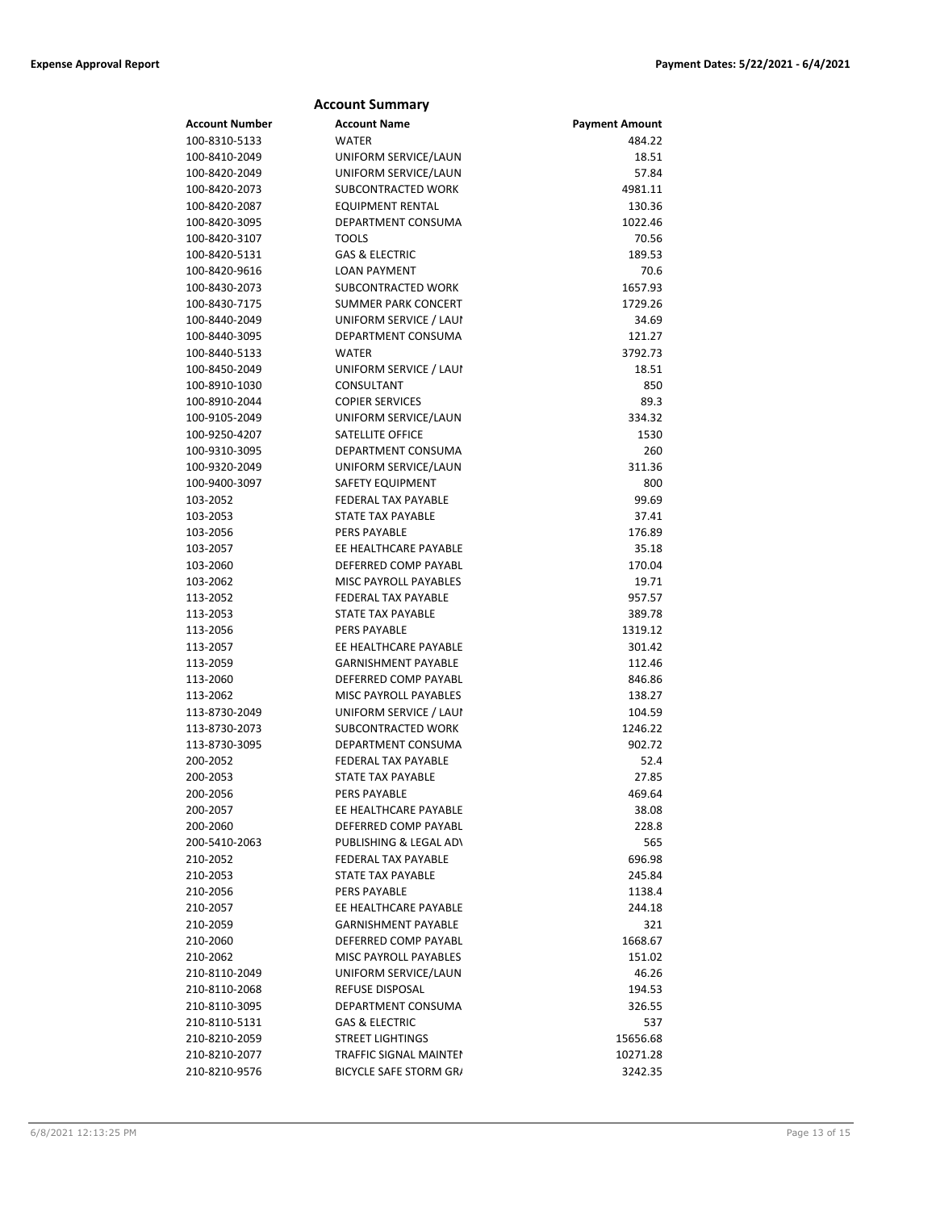## Account Summary

| Account Number | Account Name | Payment Amount |
|---|---|---|
| 100-8310-5133 | WATER | 484.22 |
| 100-8410-2049 | UNIFORM SERVICE/LAUN | 18.51 |
| 100-8420-2049 | UNIFORM SERVICE/LAUN | 57.84 |
| 100-8420-2073 | SUBCONTRACTED WORK | 4981.11 |
| 100-8420-2087 | EQUIPMENT RENTAL | 130.36 |
| 100-8420-3095 | DEPARTMENT CONSUMA | 1022.46 |
| 100-8420-3107 | TOOLS | 70.56 |
| 100-8420-5131 | GAS & ELECTRIC | 189.53 |
| 100-8420-9616 | LOAN PAYMENT | 70.6 |
| 100-8430-2073 | SUBCONTRACTED WORK | 1657.93 |
| 100-8430-7175 | SUMMER PARK CONCERT | 1729.26 |
| 100-8440-2049 | UNIFORM SERVICE / LAUI | 34.69 |
| 100-8440-3095 | DEPARTMENT CONSUMA | 121.27 |
| 100-8440-5133 | WATER | 3792.73 |
| 100-8450-2049 | UNIFORM SERVICE / LAUI | 18.51 |
| 100-8910-1030 | CONSULTANT | 850 |
| 100-8910-2044 | COPIER SERVICES | 89.3 |
| 100-9105-2049 | UNIFORM SERVICE/LAUN | 334.32 |
| 100-9250-4207 | SATELLITE OFFICE | 1530 |
| 100-9310-3095 | DEPARTMENT CONSUMA | 260 |
| 100-9320-2049 | UNIFORM SERVICE/LAUN | 311.36 |
| 100-9400-3097 | SAFETY EQUIPMENT | 800 |
| 103-2052 | FEDERAL TAX PAYABLE | 99.69 |
| 103-2053 | STATE TAX PAYABLE | 37.41 |
| 103-2056 | PERS PAYABLE | 176.89 |
| 103-2057 | EE HEALTHCARE PAYABLE | 35.18 |
| 103-2060 | DEFERRED COMP PAYABL | 170.04 |
| 103-2062 | MISC PAYROLL PAYABLES | 19.71 |
| 113-2052 | FEDERAL TAX PAYABLE | 957.57 |
| 113-2053 | STATE TAX PAYABLE | 389.78 |
| 113-2056 | PERS PAYABLE | 1319.12 |
| 113-2057 | EE HEALTHCARE PAYABLE | 301.42 |
| 113-2059 | GARNISHMENT PAYABLE | 112.46 |
| 113-2060 | DEFERRED COMP PAYABL | 846.86 |
| 113-2062 | MISC PAYROLL PAYABLES | 138.27 |
| 113-8730-2049 | UNIFORM SERVICE / LAUI | 104.59 |
| 113-8730-2073 | SUBCONTRACTED WORK | 1246.22 |
| 113-8730-3095 | DEPARTMENT CONSUMA | 902.72 |
| 200-2052 | FEDERAL TAX PAYABLE | 52.4 |
| 200-2053 | STATE TAX PAYABLE | 27.85 |
| 200-2056 | PERS PAYABLE | 469.64 |
| 200-2057 | EE HEALTHCARE PAYABLE | 38.08 |
| 200-2060 | DEFERRED COMP PAYABL | 228.8 |
| 200-5410-2063 | PUBLISHING & LEGAL AD\ | 565 |
| 210-2052 | FEDERAL TAX PAYABLE | 696.98 |
| 210-2053 | STATE TAX PAYABLE | 245.84 |
| 210-2056 | PERS PAYABLE | 1138.4 |
| 210-2057 | EE HEALTHCARE PAYABLE | 244.18 |
| 210-2059 | GARNISHMENT PAYABLE | 321 |
| 210-2060 | DEFERRED COMP PAYABL | 1668.67 |
| 210-2062 | MISC PAYROLL PAYABLES | 151.02 |
| 210-8110-2049 | UNIFORM SERVICE/LAUN | 46.26 |
| 210-8110-2068 | REFUSE DISPOSAL | 194.53 |
| 210-8110-3095 | DEPARTMENT CONSUMA | 326.55 |
| 210-8110-5131 | GAS & ELECTRIC | 537 |
| 210-8210-2059 | STREET LIGHTINGS | 15656.68 |
| 210-8210-2077 | TRAFFIC SIGNAL MAINTEI | 10271.28 |
| 210-8210-9576 | BICYCLE SAFE STORM GR/ | 3242.35 |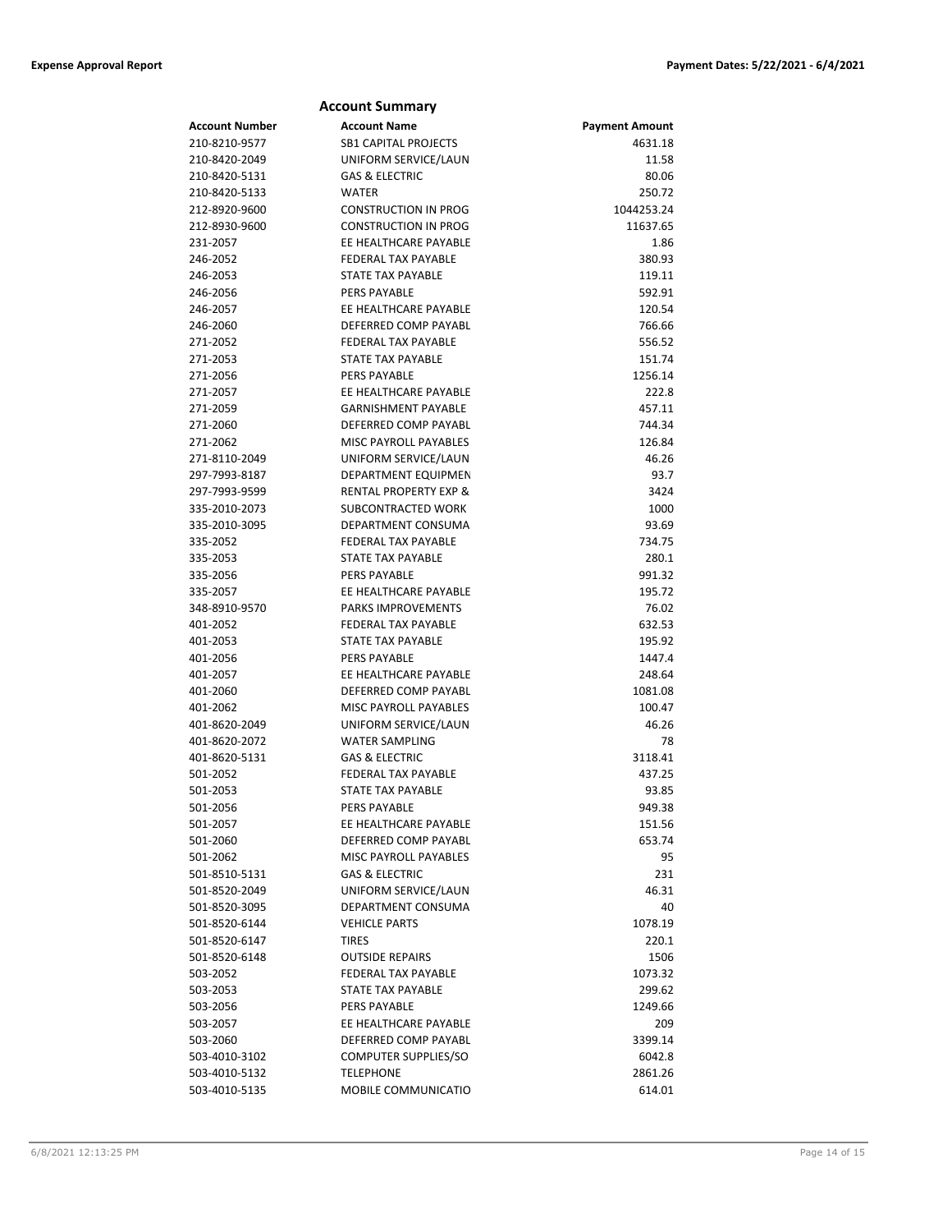## Account Summary

| Account Number | Account Name | Payment Amount |
|---|---|---|
| 210-8210-9577 | SB1 CAPITAL PROJECTS | 4631.18 |
| 210-8420-2049 | UNIFORM SERVICE/LAUN | 11.58 |
| 210-8420-5131 | GAS & ELECTRIC | 80.06 |
| 210-8420-5133 | WATER | 250.72 |
| 212-8920-9600 | CONSTRUCTION IN PROG | 1044253.24 |
| 212-8930-9600 | CONSTRUCTION IN PROG | 11637.65 |
| 231-2057 | EE HEALTHCARE PAYABLE | 1.86 |
| 246-2052 | FEDERAL TAX PAYABLE | 380.93 |
| 246-2053 | STATE TAX PAYABLE | 119.11 |
| 246-2056 | PERS PAYABLE | 592.91 |
| 246-2057 | EE HEALTHCARE PAYABLE | 120.54 |
| 246-2060 | DEFERRED COMP PAYABL | 766.66 |
| 271-2052 | FEDERAL TAX PAYABLE | 556.52 |
| 271-2053 | STATE TAX PAYABLE | 151.74 |
| 271-2056 | PERS PAYABLE | 1256.14 |
| 271-2057 | EE HEALTHCARE PAYABLE | 222.8 |
| 271-2059 | GARNISHMENT PAYABLE | 457.11 |
| 271-2060 | DEFERRED COMP PAYABL | 744.34 |
| 271-2062 | MISC PAYROLL PAYABLES | 126.84 |
| 271-8110-2049 | UNIFORM SERVICE/LAUN | 46.26 |
| 297-7993-8187 | DEPARTMENT EQUIPMEN | 93.7 |
| 297-7993-9599 | RENTAL PROPERTY EXP & | 3424 |
| 335-2010-2073 | SUBCONTRACTED WORK | 1000 |
| 335-2010-3095 | DEPARTMENT CONSUMA | 93.69 |
| 335-2052 | FEDERAL TAX PAYABLE | 734.75 |
| 335-2053 | STATE TAX PAYABLE | 280.1 |
| 335-2056 | PERS PAYABLE | 991.32 |
| 335-2057 | EE HEALTHCARE PAYABLE | 195.72 |
| 348-8910-9570 | PARKS IMPROVEMENTS | 76.02 |
| 401-2052 | FEDERAL TAX PAYABLE | 632.53 |
| 401-2053 | STATE TAX PAYABLE | 195.92 |
| 401-2056 | PERS PAYABLE | 1447.4 |
| 401-2057 | EE HEALTHCARE PAYABLE | 248.64 |
| 401-2060 | DEFERRED COMP PAYABL | 1081.08 |
| 401-2062 | MISC PAYROLL PAYABLES | 100.47 |
| 401-8620-2049 | UNIFORM SERVICE/LAUN | 46.26 |
| 401-8620-2072 | WATER SAMPLING | 78 |
| 401-8620-5131 | GAS & ELECTRIC | 3118.41 |
| 501-2052 | FEDERAL TAX PAYABLE | 437.25 |
| 501-2053 | STATE TAX PAYABLE | 93.85 |
| 501-2056 | PERS PAYABLE | 949.38 |
| 501-2057 | EE HEALTHCARE PAYABLE | 151.56 |
| 501-2060 | DEFERRED COMP PAYABL | 653.74 |
| 501-2062 | MISC PAYROLL PAYABLES | 95 |
| 501-8510-5131 | GAS & ELECTRIC | 231 |
| 501-8520-2049 | UNIFORM SERVICE/LAUN | 46.31 |
| 501-8520-3095 | DEPARTMENT CONSUMA | 40 |
| 501-8520-6144 | VEHICLE PARTS | 1078.19 |
| 501-8520-6147 | TIRES | 220.1 |
| 501-8520-6148 | OUTSIDE REPAIRS | 1506 |
| 503-2052 | FEDERAL TAX PAYABLE | 1073.32 |
| 503-2053 | STATE TAX PAYABLE | 299.62 |
| 503-2056 | PERS PAYABLE | 1249.66 |
| 503-2057 | EE HEALTHCARE PAYABLE | 209 |
| 503-2060 | DEFERRED COMP PAYABL | 3399.14 |
| 503-4010-3102 | COMPUTER SUPPLIES/SO | 6042.8 |
| 503-4010-5132 | TELEPHONE | 2861.26 |
| 503-4010-5135 | MOBILE COMMUNICATIO | 614.01 |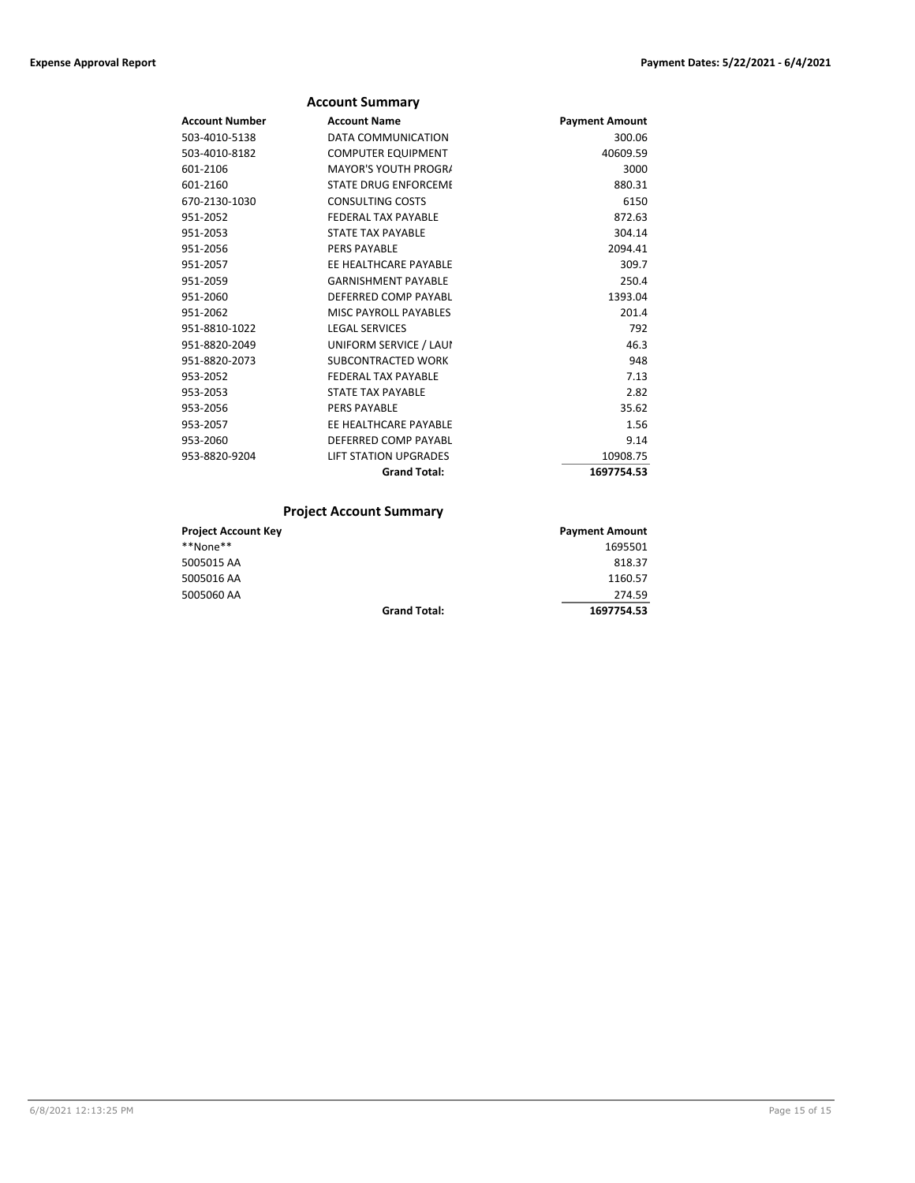## Account Summary

| Account Number | Account Name | Payment Amount |
|---|---|---|
| 503-4010-5138 | DATA COMMUNICATION | 300.06 |
| 503-4010-8182 | COMPUTER EQUIPMENT | 40609.59 |
| 601-2106 | MAYOR'S YOUTH PROGR/ | 3000 |
| 601-2160 | STATE DRUG ENFORCEMI | 880.31 |
| 670-2130-1030 | CONSULTING COSTS | 6150 |
| 951-2052 | FEDERAL TAX PAYABLE | 872.63 |
| 951-2053 | STATE TAX PAYABLE | 304.14 |
| 951-2056 | PERS PAYABLE | 2094.41 |
| 951-2057 | EE HEALTHCARE PAYABLE | 309.7 |
| 951-2059 | GARNISHMENT PAYABLE | 250.4 |
| 951-2060 | DEFERRED COMP PAYABL | 1393.04 |
| 951-2062 | MISC PAYROLL PAYABLES | 201.4 |
| 951-8810-1022 | LEGAL SERVICES | 792 |
| 951-8820-2049 | UNIFORM SERVICE / LAUI | 46.3 |
| 951-8820-2073 | SUBCONTRACTED WORK | 948 |
| 953-2052 | FEDERAL TAX PAYABLE | 7.13 |
| 953-2053 | STATE TAX PAYABLE | 2.82 |
| 953-2056 | PERS PAYABLE | 35.62 |
| 953-2057 | EE HEALTHCARE PAYABLE | 1.56 |
| 953-2060 | DEFERRED COMP PAYABL | 9.14 |
| 953-8820-9204 | LIFT STATION UPGRADES | 10908.75 |
| | **Grand Total:** | **1697754.53** |

## Project Account Summary

| Project Account Key | | Payment Amount |
|---|---|---|
| **None** | | 1695501 |
| 5005015 AA | | 818.37 |
| 5005016 AA | | 1160.57 |
| 5005060 AA | | 274.59 |
| | **Grand Total:** | **1697754.53** |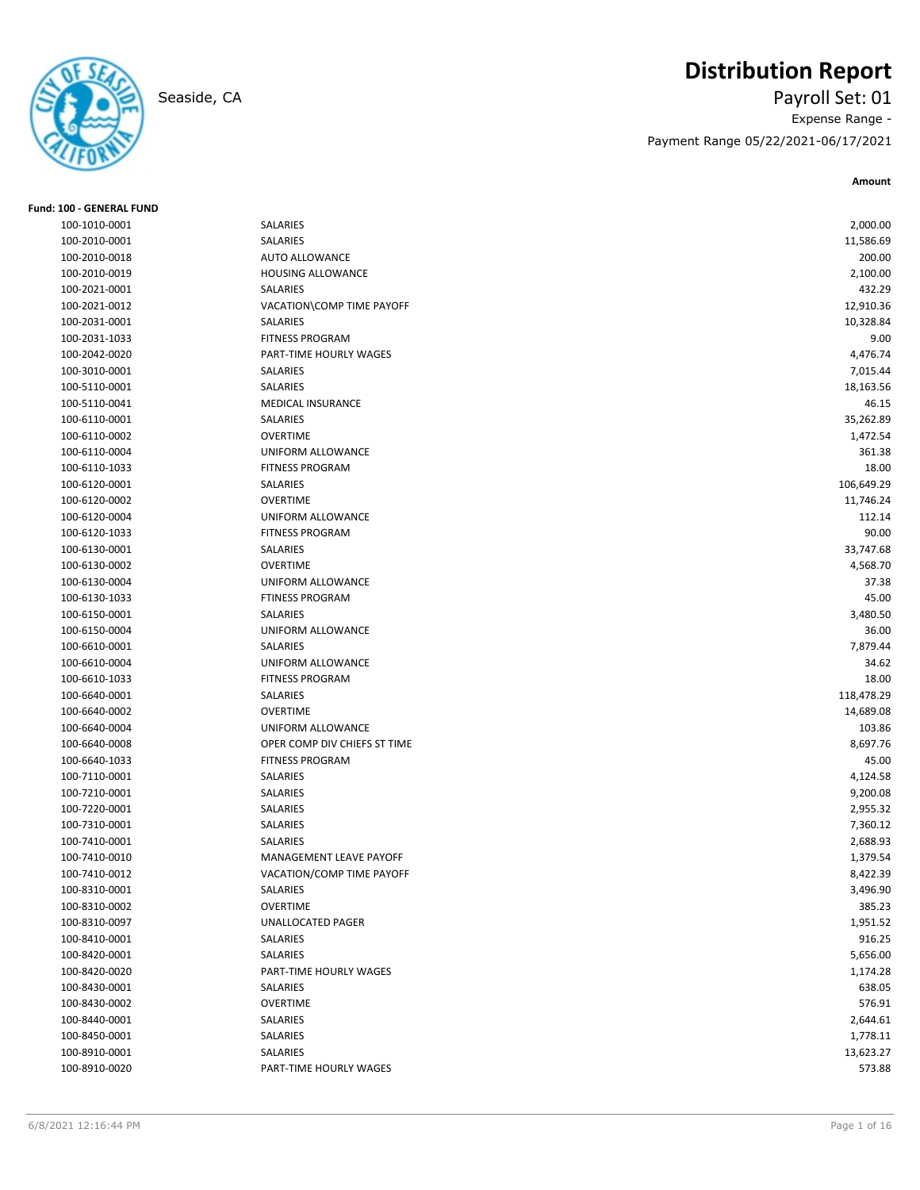# Distribution Report

Seaside, CA

Payroll Set: 01

Expense Range -

Payment Range 05/22/2021-06/17/2021

**Fund: 100 - GENERAL FUND**

| Account | Description | Amount |
|---|---|---|
| 100-1010-0001 | SALARIES | 2,000.00 |
| 100-2010-0001 | SALARIES | 11,586.69 |
| 100-2010-0018 | AUTO ALLOWANCE | 200.00 |
| 100-2010-0019 | HOUSING ALLOWANCE | 2,100.00 |
| 100-2021-0001 | SALARIES | 432.29 |
| 100-2021-0012 | VACATION\COMP TIME PAYOFF | 12,910.36 |
| 100-2031-0001 | SALARIES | 10,328.84 |
| 100-2031-1033 | FITNESS PROGRAM | 9.00 |
| 100-2042-0020 | PART-TIME HOURLY WAGES | 4,476.74 |
| 100-3010-0001 | SALARIES | 7,015.44 |
| 100-5110-0001 | SALARIES | 18,163.56 |
| 100-5110-0041 | MEDICAL INSURANCE | 46.15 |
| 100-6110-0001 | SALARIES | 35,262.89 |
| 100-6110-0002 | OVERTIME | 1,472.54 |
| 100-6110-0004 | UNIFORM ALLOWANCE | 361.38 |
| 100-6110-1033 | FITNESS PROGRAM | 18.00 |
| 100-6120-0001 | SALARIES | 106,649.29 |
| 100-6120-0002 | OVERTIME | 11,746.24 |
| 100-6120-0004 | UNIFORM ALLOWANCE | 112.14 |
| 100-6120-1033 | FITNESS PROGRAM | 90.00 |
| 100-6130-0001 | SALARIES | 33,747.68 |
| 100-6130-0002 | OVERTIME | 4,568.70 |
| 100-6130-0004 | UNIFORM ALLOWANCE | 37.38 |
| 100-6130-1033 | FTINESS PROGRAM | 45.00 |
| 100-6150-0001 | SALARIES | 3,480.50 |
| 100-6150-0004 | UNIFORM ALLOWANCE | 36.00 |
| 100-6610-0001 | SALARIES | 7,879.44 |
| 100-6610-0004 | UNIFORM ALLOWANCE | 34.62 |
| 100-6610-1033 | FITNESS PROGRAM | 18.00 |
| 100-6640-0001 | SALARIES | 118,478.29 |
| 100-6640-0002 | OVERTIME | 14,689.08 |
| 100-6640-0004 | UNIFORM ALLOWANCE | 103.86 |
| 100-6640-0008 | OPER COMP DIV CHIEFS ST TIME | 8,697.76 |
| 100-6640-1033 | FITNESS PROGRAM | 45.00 |
| 100-7110-0001 | SALARIES | 4,124.58 |
| 100-7210-0001 | SALARIES | 9,200.08 |
| 100-7220-0001 | SALARIES | 2,955.32 |
| 100-7310-0001 | SALARIES | 7,360.12 |
| 100-7410-0001 | SALARIES | 2,688.93 |
| 100-7410-0010 | MANAGEMENT LEAVE PAYOFF | 1,379.54 |
| 100-7410-0012 | VACATION/COMP TIME PAYOFF | 8,422.39 |
| 100-8310-0001 | SALARIES | 3,496.90 |
| 100-8310-0002 | OVERTIME | 385.23 |
| 100-8310-0097 | UNALLOCATED PAGER | 1,951.52 |
| 100-8410-0001 | SALARIES | 916.25 |
| 100-8420-0001 | SALARIES | 5,656.00 |
| 100-8420-0020 | PART-TIME HOURLY WAGES | 1,174.28 |
| 100-8430-0001 | SALARIES | 638.05 |
| 100-8430-0002 | OVERTIME | 576.91 |
| 100-8440-0001 | SALARIES | 2,644.61 |
| 100-8450-0001 | SALARIES | 1,778.11 |
| 100-8910-0001 | SALARIES | 13,623.27 |
| 100-8910-0020 | PART-TIME HOURLY WAGES | 573.88 |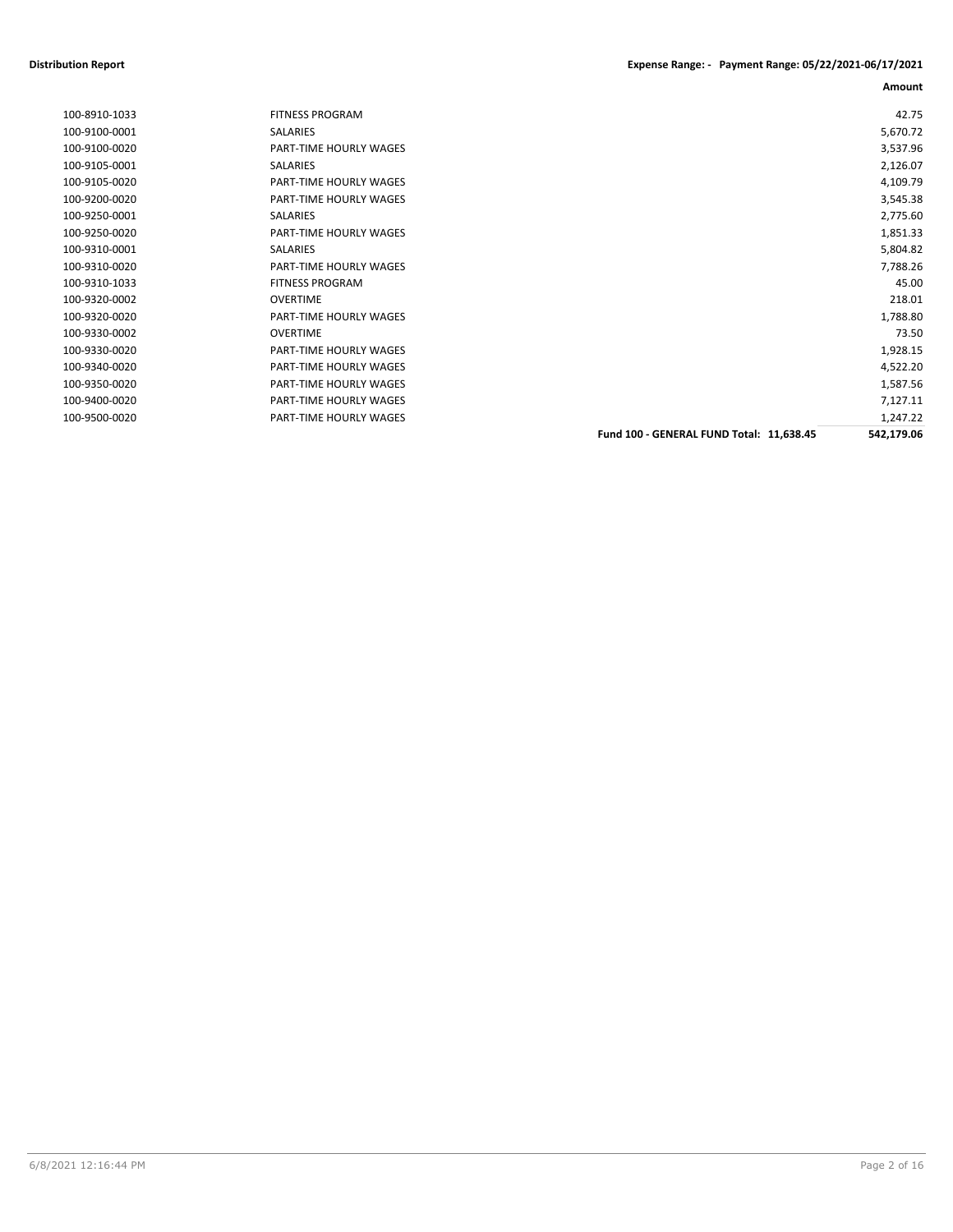**Distribution Report** **Expense Range: - Payment Range: 05/22/2021-06/17/2021**

| | | Amount |
|---|---|---|
| 100-8910-1033 | FITNESS PROGRAM | 42.75 |
| 100-9100-0001 | SALARIES | 5,670.72 |
| 100-9100-0020 | PART-TIME HOURLY WAGES | 3,537.96 |
| 100-9105-0001 | SALARIES | 2,126.07 |
| 100-9105-0020 | PART-TIME HOURLY WAGES | 4,109.79 |
| 100-9200-0020 | PART-TIME HOURLY WAGES | 3,545.38 |
| 100-9250-0001 | SALARIES | 2,775.60 |
| 100-9250-0020 | PART-TIME HOURLY WAGES | 1,851.33 |
| 100-9310-0001 | SALARIES | 5,804.82 |
| 100-9310-0020 | PART-TIME HOURLY WAGES | 7,788.26 |
| 100-9310-1033 | FITNESS PROGRAM | 45.00 |
| 100-9320-0002 | OVERTIME | 218.01 |
| 100-9320-0020 | PART-TIME HOURLY WAGES | 1,788.80 |
| 100-9330-0002 | OVERTIME | 73.50 |
| 100-9330-0020 | PART-TIME HOURLY WAGES | 1,928.15 |
| 100-9340-0020 | PART-TIME HOURLY WAGES | 4,522.20 |
| 100-9350-0020 | PART-TIME HOURLY WAGES | 1,587.56 |
| 100-9400-0020 | PART-TIME HOURLY WAGES | 7,127.11 |
| 100-9500-0020 | PART-TIME HOURLY WAGES | 1,247.22 |
| | **Fund 100 - GENERAL FUND Total: 11,638.45** | **542,179.06** |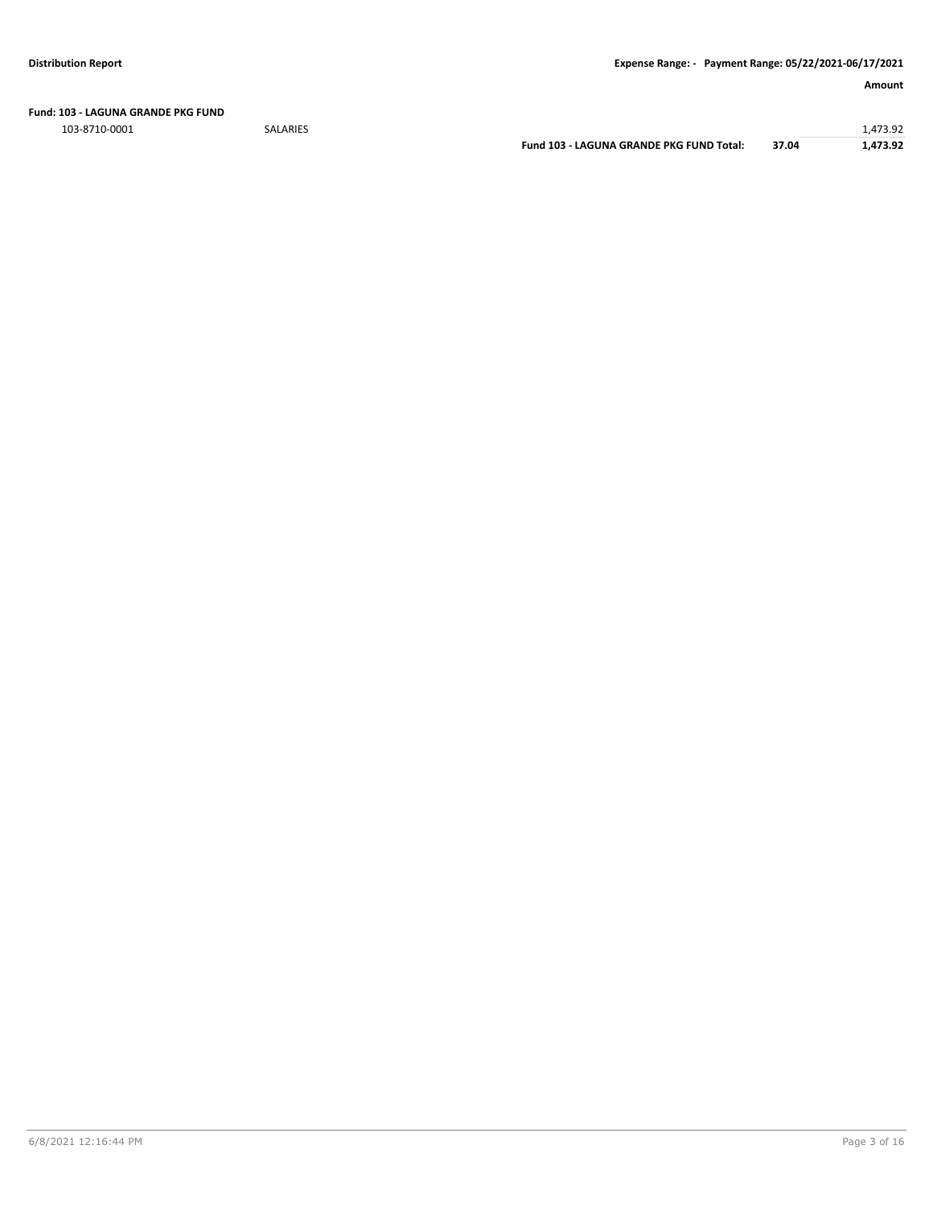**Distribution Report** **Expense Range: - Payment Range: 05/22/2021-06/17/2021**

| | | | | Amount |
|---|---|---|---|---|
| **Fund: 103 - LAGUNA GRANDE PKG FUND** | | | | |
| 103-8710-0001 | SALARIES | | | 1,473.92 |
| | | **Fund 103 - LAGUNA GRANDE PKG FUND Total:** | **37.04** | **1,473.92** |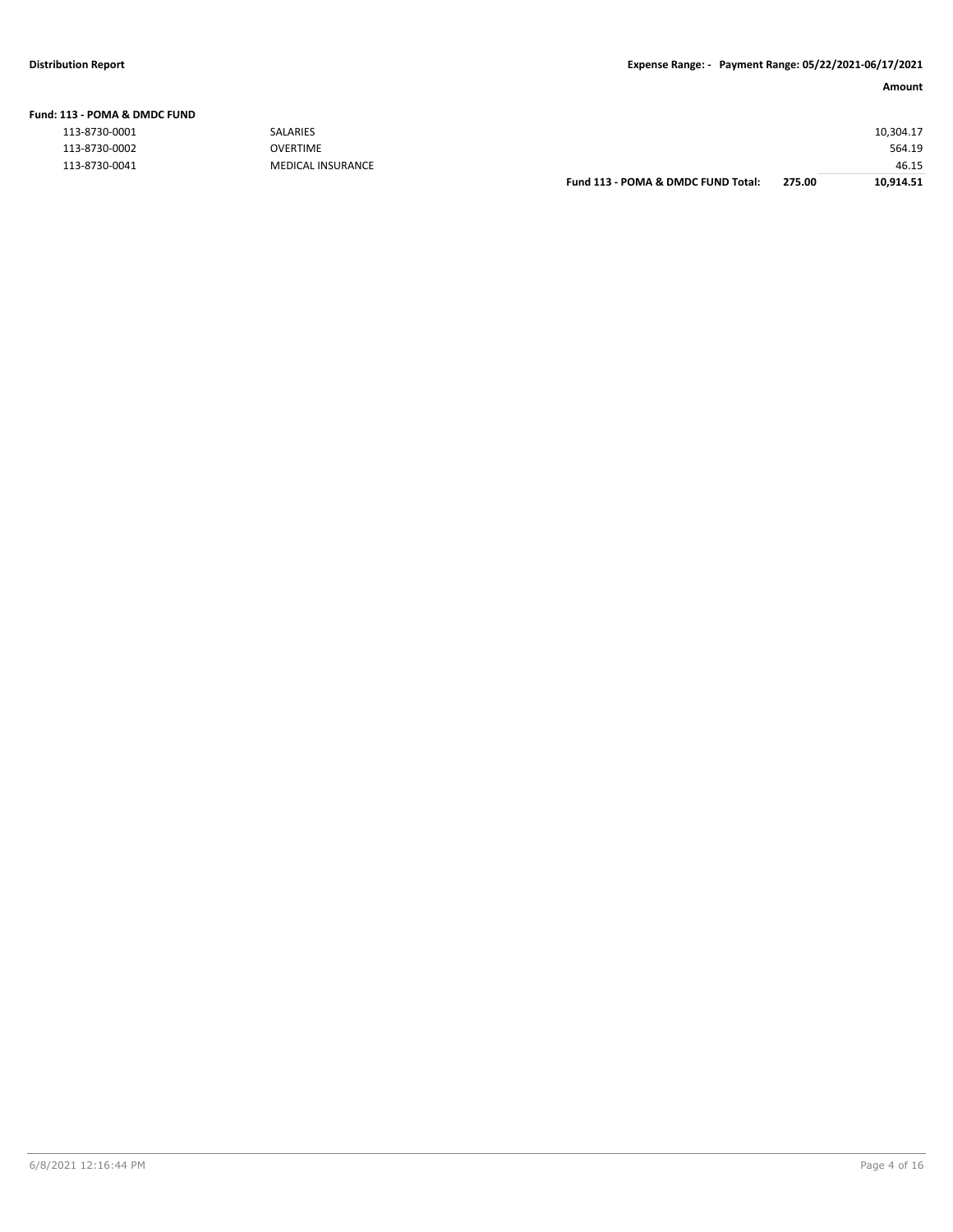**Distribution Report** — Expense Range: - Payment Range: 05/22/2021-06/17/2021

**Fund: 113 - POMA & DMDC FUND**

| Account | Description | | | Amount |
|---|---|---|---|---|
| 113-8730-0001 | SALARIES | | | 10,304.17 |
| 113-8730-0002 | OVERTIME | | | 564.19 |
| 113-8730-0041 | MEDICAL INSURANCE | | | 46.15 |
| | | **Fund 113 - POMA & DMDC FUND Total:** | **275.00** | **10,914.51** |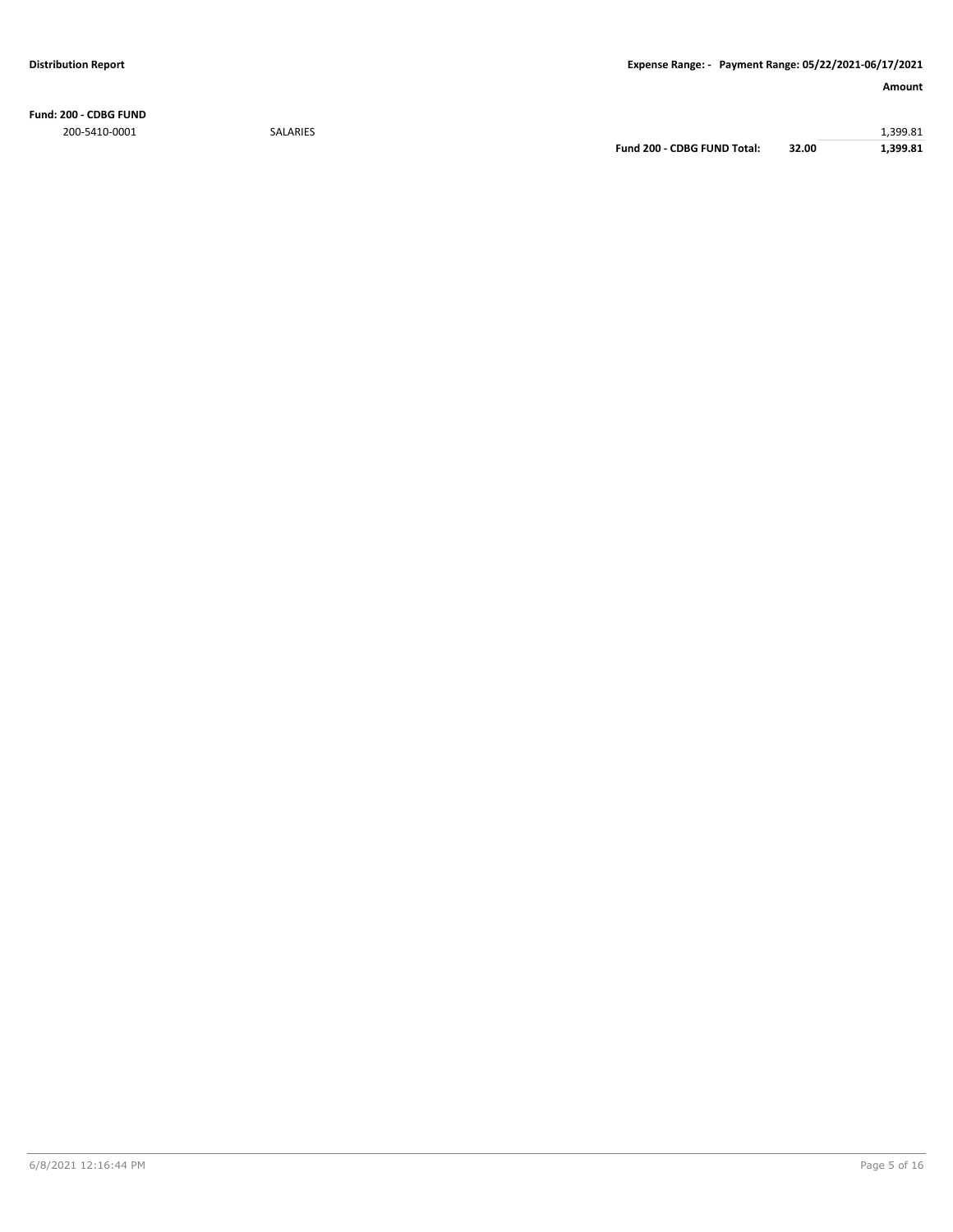**Distribution Report** | **Expense Range: - Payment Range: 05/22/2021-06/17/2021**

| | | | | **Amount** |
|---|---|---|---|---|
| **Fund: 200 - CDBG FUND** | | | | |
| 200-5410-0001 | SALARIES | | | 1,399.81 |
| | | **Fund 200 - CDBG FUND Total:** | **32.00** | **1,399.81** |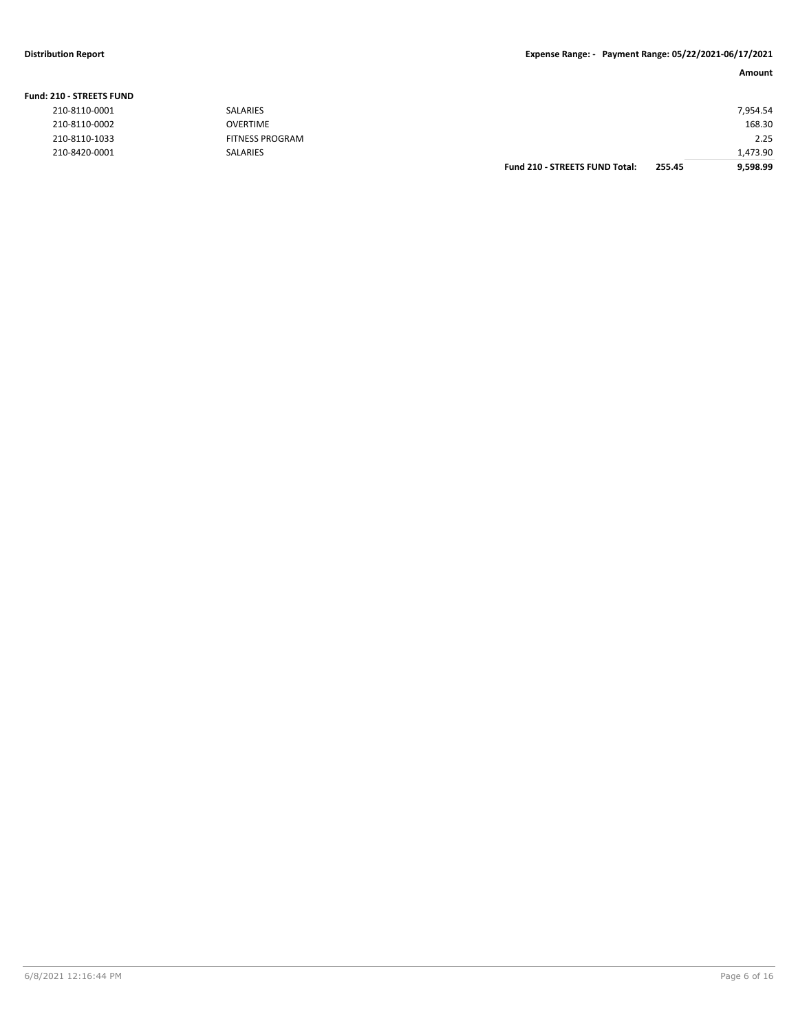**Distribution Report** | **Expense Range: - Payment Range: 05/22/2021-06/17/2021**

**Fund: 210 - STREETS FUND**

| Account | Description | | | Amount |
|---|---|---|---|---|
| 210-8110-0001 | SALARIES | | | 7,954.54 |
| 210-8110-0002 | OVERTIME | | | 168.30 |
| 210-8110-1033 | FITNESS PROGRAM | | | 2.25 |
| 210-8420-0001 | SALARIES | | | 1,473.90 |
| | | **Fund 210 - STREETS FUND Total:** | **255.45** | **9,598.99** |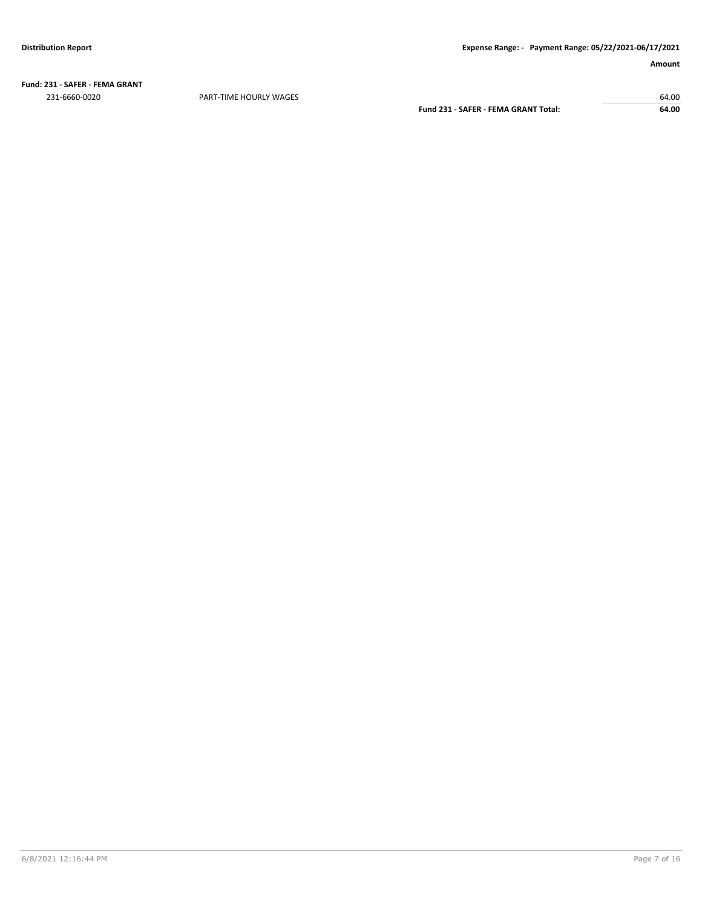**Fund: 231 - SAFER - FEMA GRANT**

| | | | Amount |
|---|---|---|---|
| 231-6660-0020 | PART-TIME HOURLY WAGES | | 64.00 |
| | | **Fund 231 - SAFER - FEMA GRANT Total:** | **64.00** |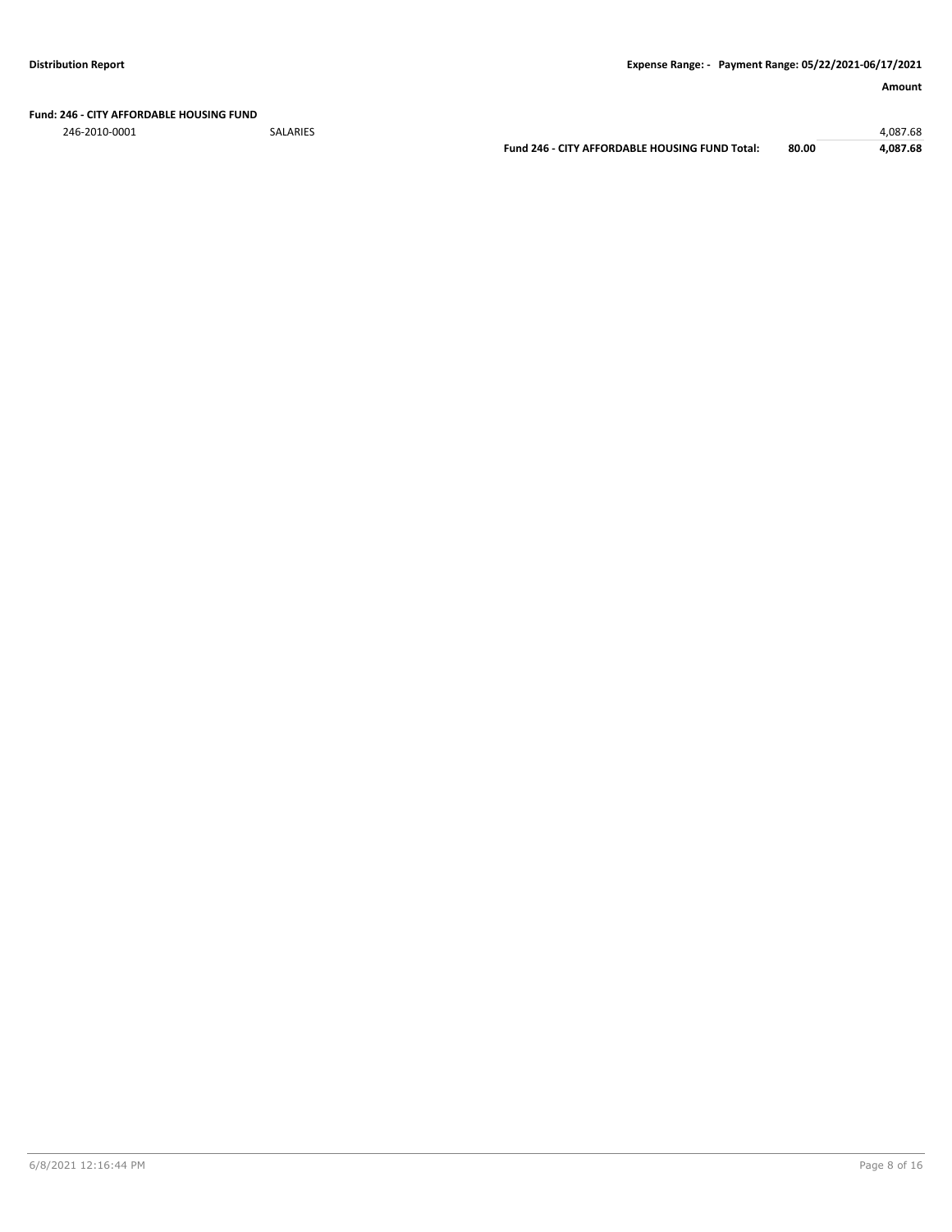**Fund: 246 - CITY AFFORDABLE HOUSING FUND**

| | | | | Amount |
|---|---|---|---|---|
| 246-2010-0001 | SALARIES | | | 4,087.68 |
| | | **Fund 246 - CITY AFFORDABLE HOUSING FUND Total:** | **80.00** | **4,087.68** |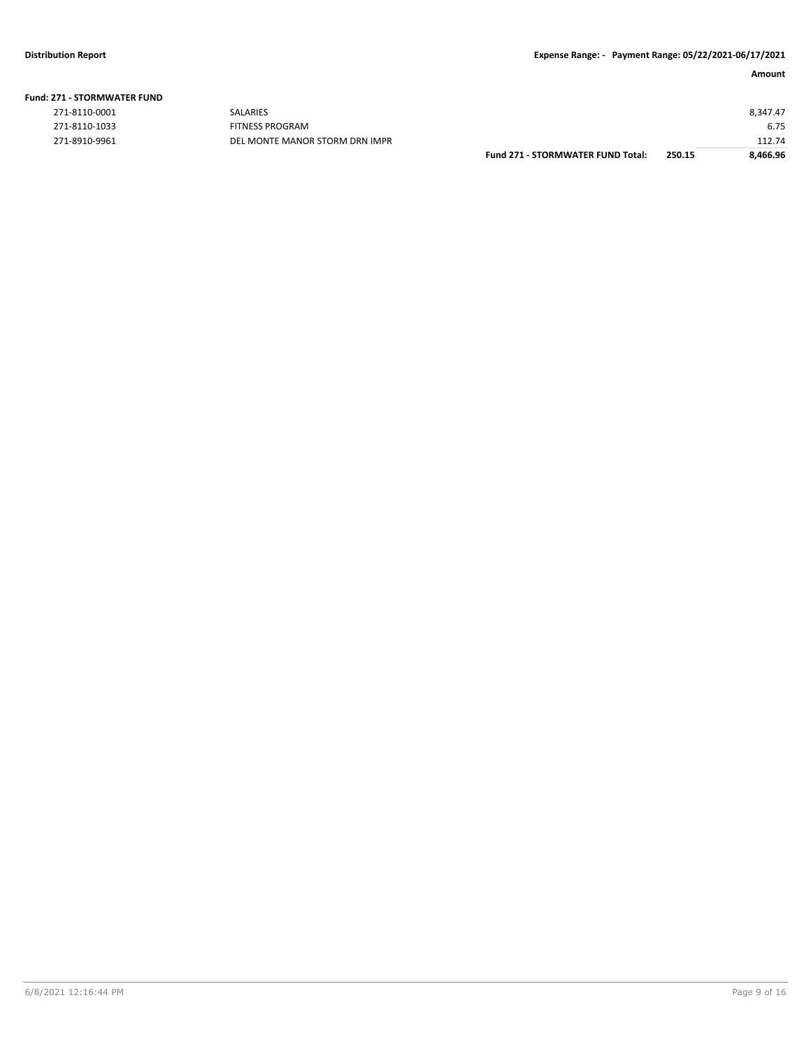**Distribution Report** **Expense Range: - Payment Range: 05/22/2021-06/17/2021**

**Fund: 271 - STORMWATER FUND**

| Account | Description | | | Amount |
|---|---|---|---|---|
| 271-8110-0001 | SALARIES | | | 8,347.47 |
| 271-8110-1033 | FITNESS PROGRAM | | | 6.75 |
| 271-8910-9961 | DEL MONTE MANOR STORM DRN IMPR | | | 112.74 |
| | | **Fund 271 - STORMWATER FUND Total:** | **250.15** | **8,466.96** |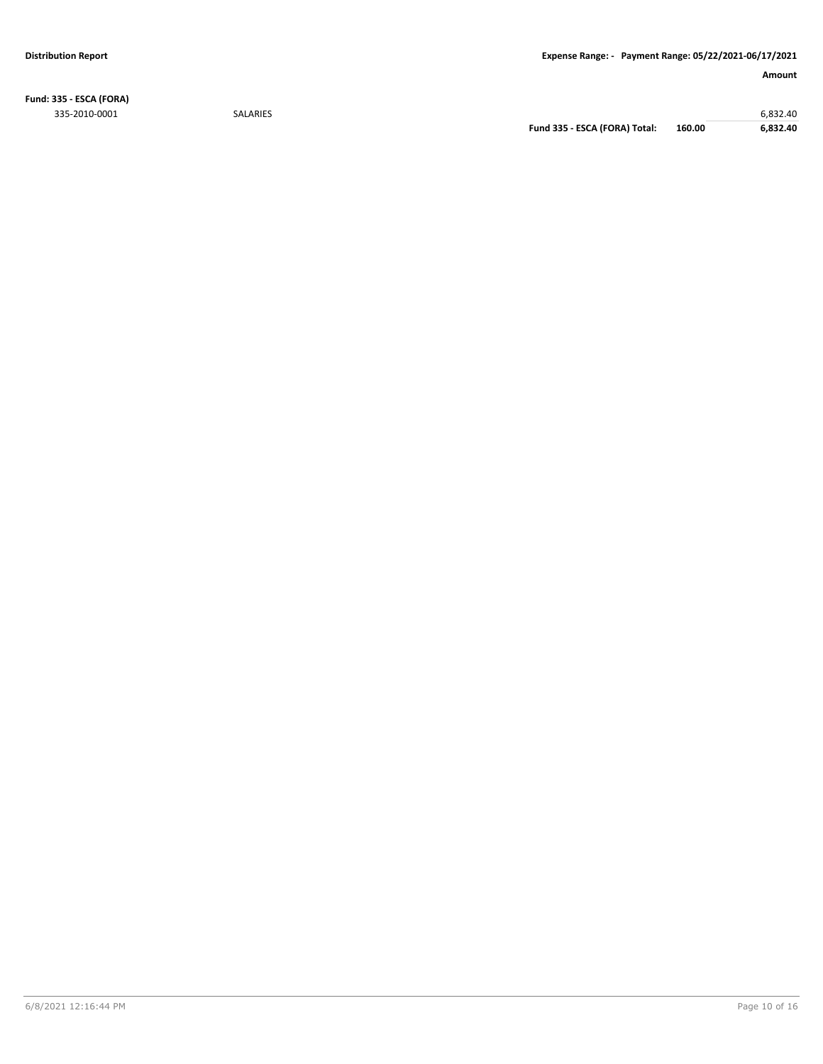**Fund: 335 - ESCA (FORA)**

| | | | | Amount |
|---|---|---|---|---|
| 335-2010-0001 | SALARIES | | | 6,832.40 |
| | | **Fund 335 - ESCA (FORA) Total:** | **160.00** | **6,832.40** |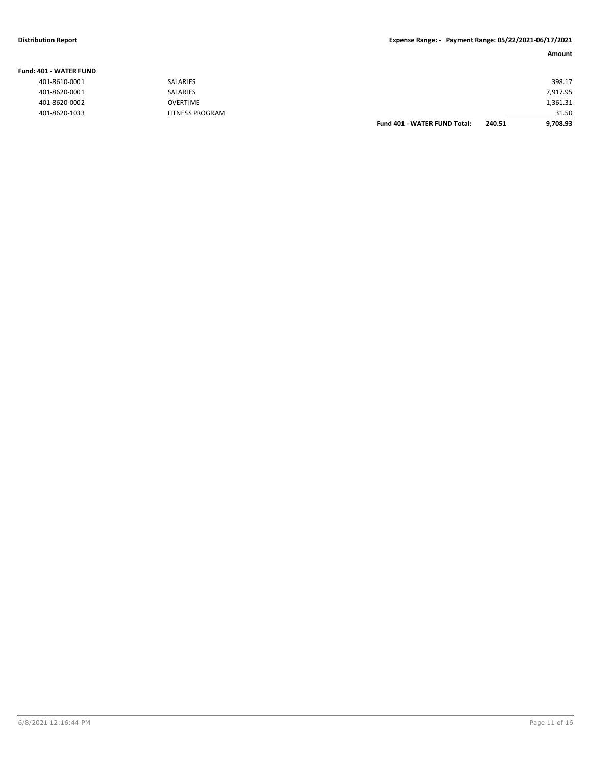**Distribution Report** | **Expense Range: - Payment Range: 05/22/2021-06/17/2021**

**Fund: 401 - WATER FUND**

| Account | Description | | | Amount |
|---|---|---|---|---|
| 401-8610-0001 | SALARIES | | | 398.17 |
| 401-8620-0001 | SALARIES | | | 7,917.95 |
| 401-8620-0002 | OVERTIME | | | 1,361.31 |
| 401-8620-1033 | FITNESS PROGRAM | | | 31.50 |
| | | **Fund 401 - WATER FUND Total:** | **240.51** | **9,708.93** |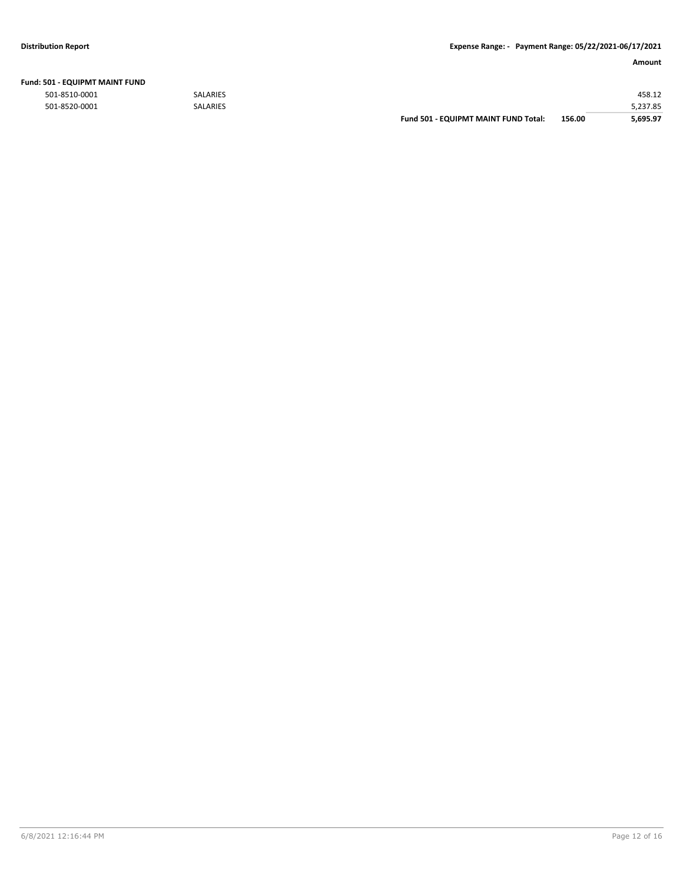| | | | | Amount |
|---|---|---|---|---|
| **Fund: 501 - EQUIPMT MAINT FUND** | | | | |
| 501-8510-0001 | SALARIES | | | 458.12 |
| 501-8520-0001 | SALARIES | | | 5,237.85 |
| | | **Fund 501 - EQUIPMT MAINT FUND Total:** | **156.00** | **5,695.97** |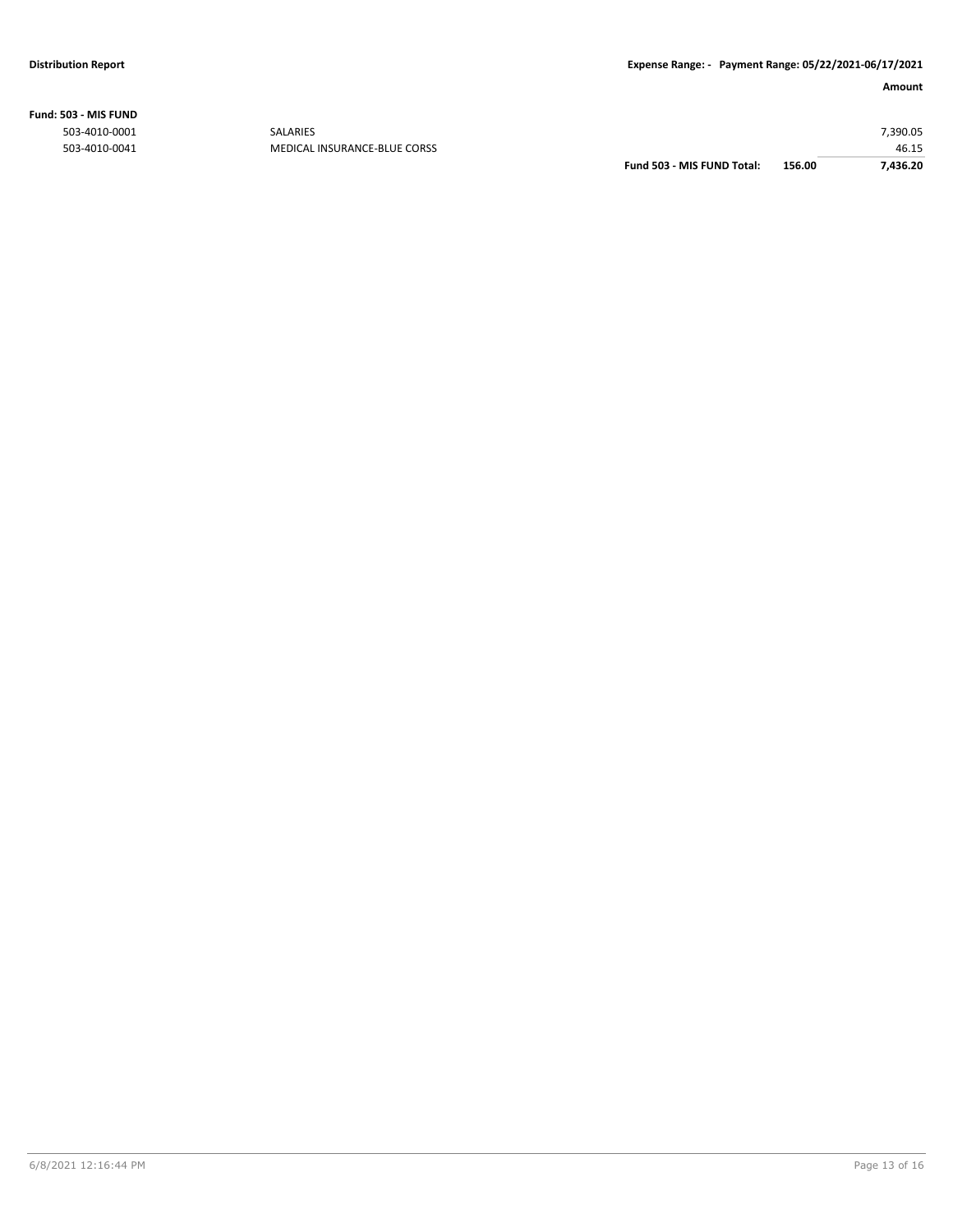**Fund: 503 - MIS FUND**

| Account | Description | | | Amount |
|---|---|---|---|---|
| 503-4010-0001 | SALARIES | | | 7,390.05 |
| 503-4010-0041 | MEDICAL INSURANCE-BLUE CORSS | | | 46.15 |
| | | **Fund 503 - MIS FUND Total:** | **156.00** | **7,436.20** |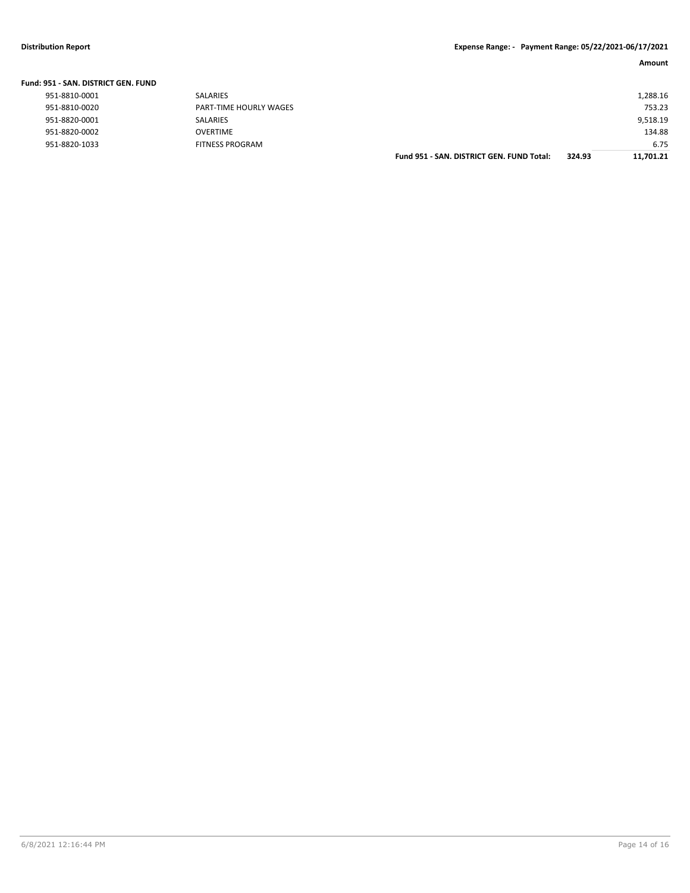**Distribution Report** | **Expense Range: - Payment Range: 05/22/2021-06/17/2021**

| | | | | Amount |
|---|---|---|---|---|
| **Fund: 951 - SAN. DISTRICT GEN. FUND** | | | | |
| 951-8810-0001 | SALARIES | | | 1,288.16 |
| 951-8810-0020 | PART-TIME HOURLY WAGES | | | 753.23 |
| 951-8820-0001 | SALARIES | | | 9,518.19 |
| 951-8820-0002 | OVERTIME | | | 134.88 |
| 951-8820-1033 | FITNESS PROGRAM | | | 6.75 |
| | | **Fund 951 - SAN. DISTRICT GEN. FUND Total:** | **324.93** | **11,701.21** |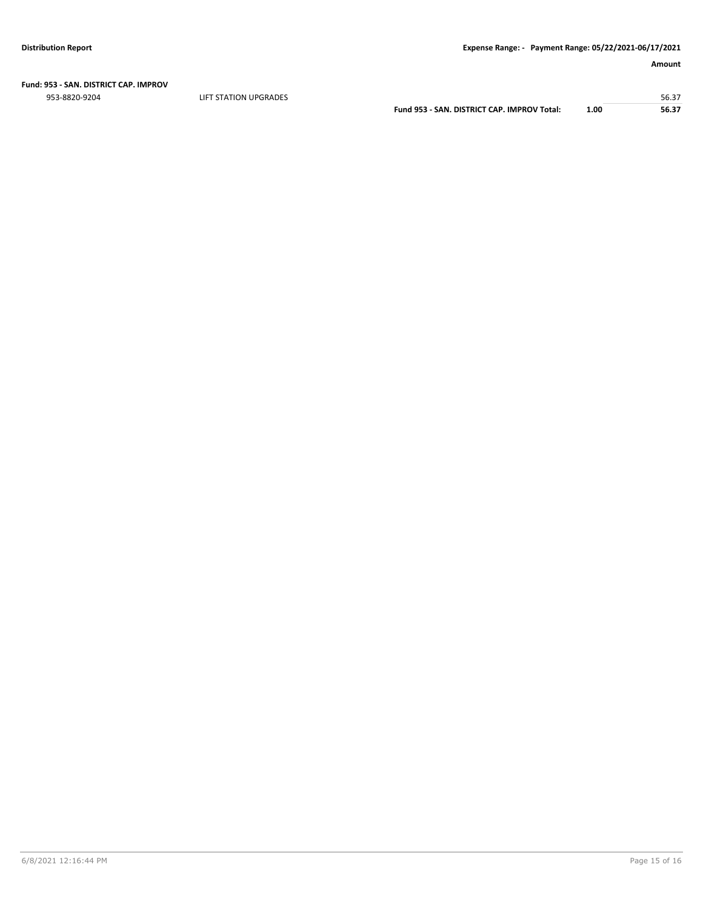**Fund: 953 - SAN. DISTRICT CAP. IMPROV**

| | | | | Amount |
|---|---|---|---|---|
| 953-8820-9204 | LIFT STATION UPGRADES | | | 56.37 |
| | | **Fund 953 - SAN. DISTRICT CAP. IMPROV Total:** | **1.00** | **56.37** |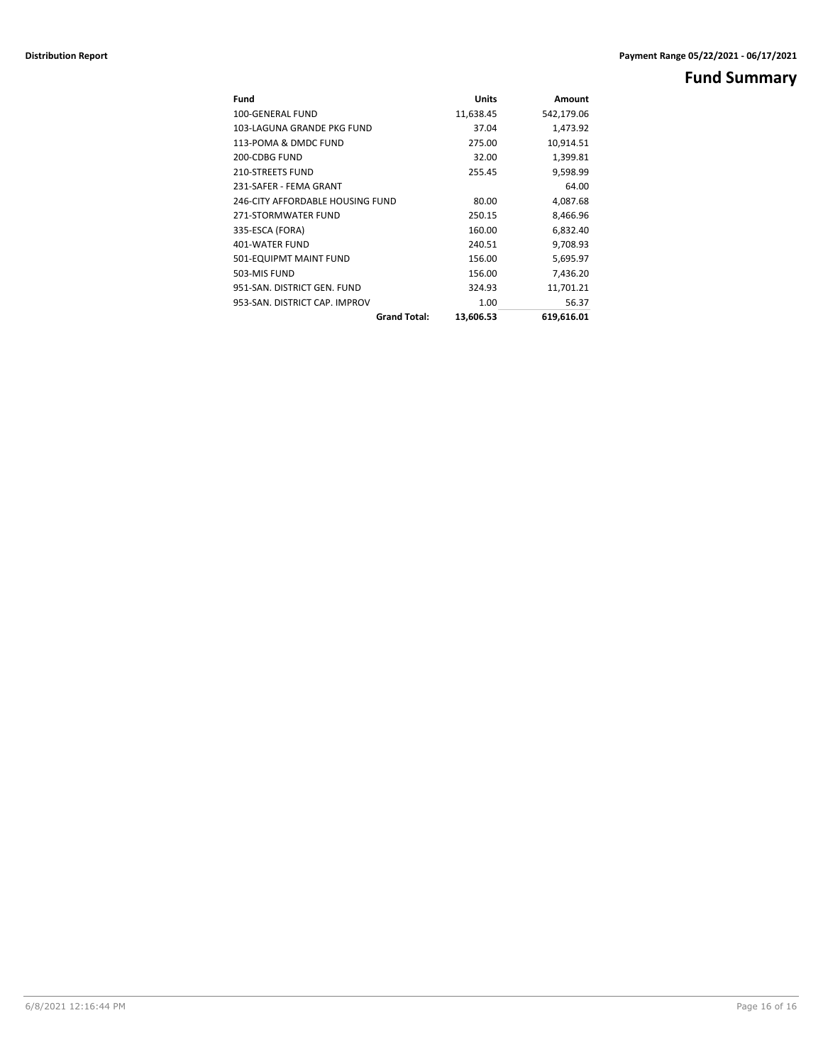# Fund Summary

| Fund | Units | Amount |
|---|---|---|
| 100-GENERAL FUND | 11,638.45 | 542,179.06 |
| 103-LAGUNA GRANDE PKG FUND | 37.04 | 1,473.92 |
| 113-POMA & DMDC FUND | 275.00 | 10,914.51 |
| 200-CDBG FUND | 32.00 | 1,399.81 |
| 210-STREETS FUND | 255.45 | 9,598.99 |
| 231-SAFER - FEMA GRANT | | 64.00 |
| 246-CITY AFFORDABLE HOUSING FUND | 80.00 | 4,087.68 |
| 271-STORMWATER FUND | 250.15 | 8,466.96 |
| 335-ESCA (FORA) | 160.00 | 6,832.40 |
| 401-WATER FUND | 240.51 | 9,708.93 |
| 501-EQUIPMT MAINT FUND | 156.00 | 5,695.97 |
| 503-MIS FUND | 156.00 | 7,436.20 |
| 951-SAN. DISTRICT GEN. FUND | 324.93 | 11,701.21 |
| 953-SAN. DISTRICT CAP. IMPROV | 1.00 | 56.37 |
| **Grand Total:** | **13,606.53** | **619,616.01** |